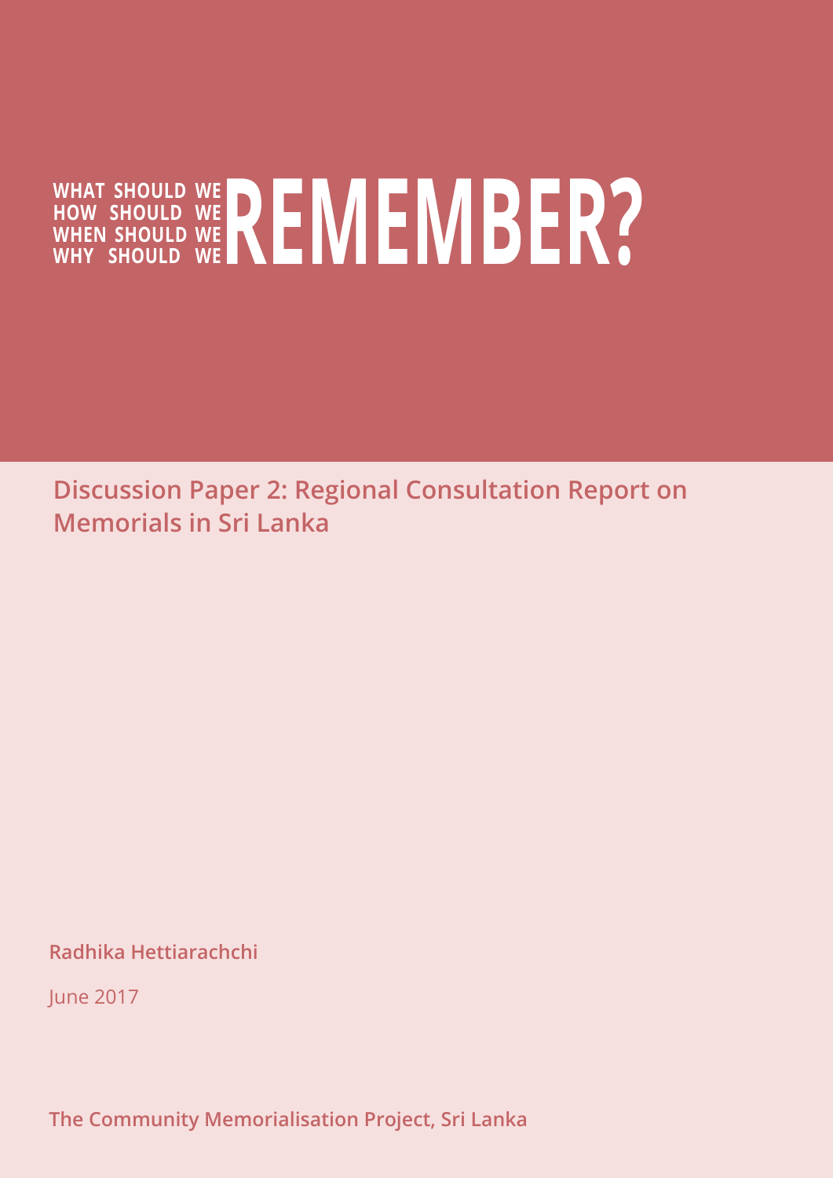# WHAT SHOULD WE / HOW SHOULD WE / WHEN SHOULD WE / WHY SHOULD WE REMEMBER?

## Discussion Paper 2: Regional Consultation Report on Memorials in Sri Lanka

**Radhika Hettiarachchi**

June 2017

**The Community Memorialisation Project, Sri Lanka**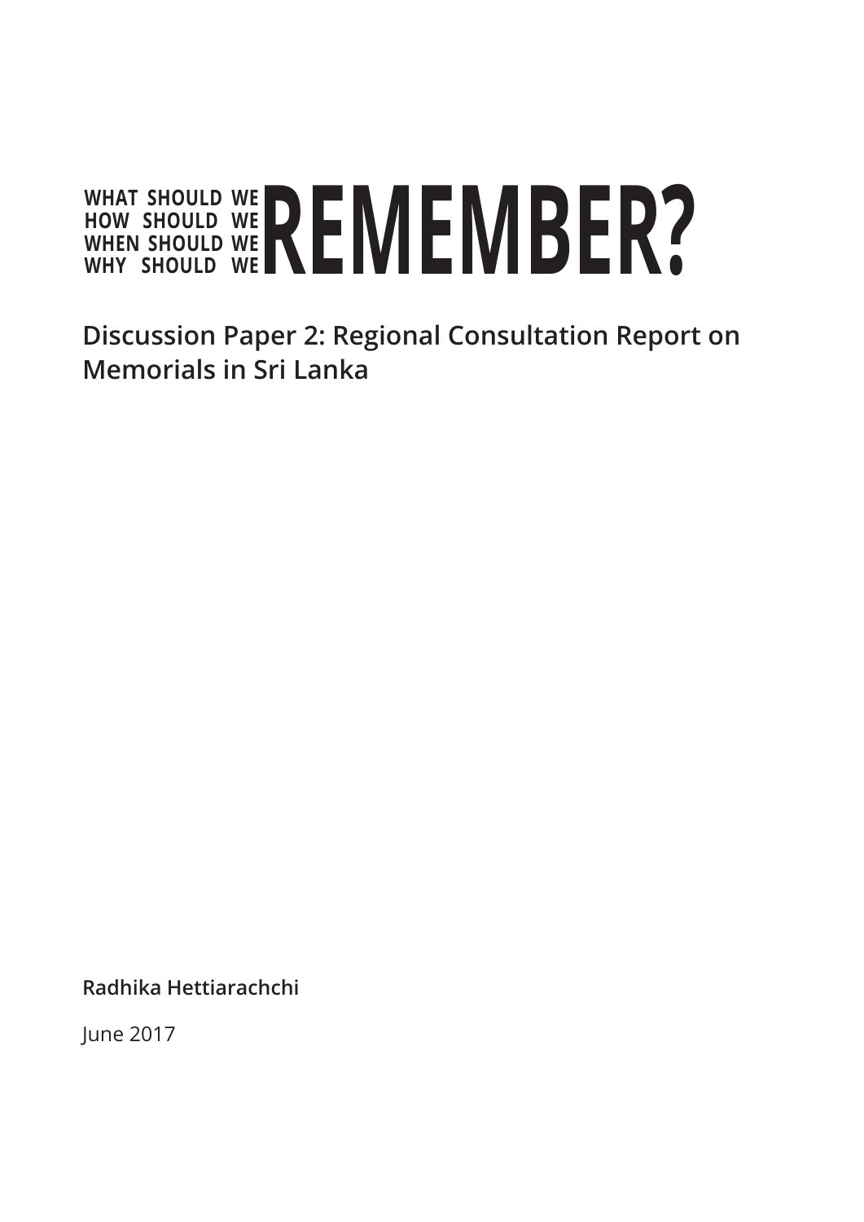# WHAT SHOULD WE / HOW SHOULD WE / WHEN SHOULD WE / WHY SHOULD WE REMEMBER?

## Discussion Paper 2: Regional Consultation Report on Memorials in Sri Lanka

**Radhika Hettiarachchi**

June 2017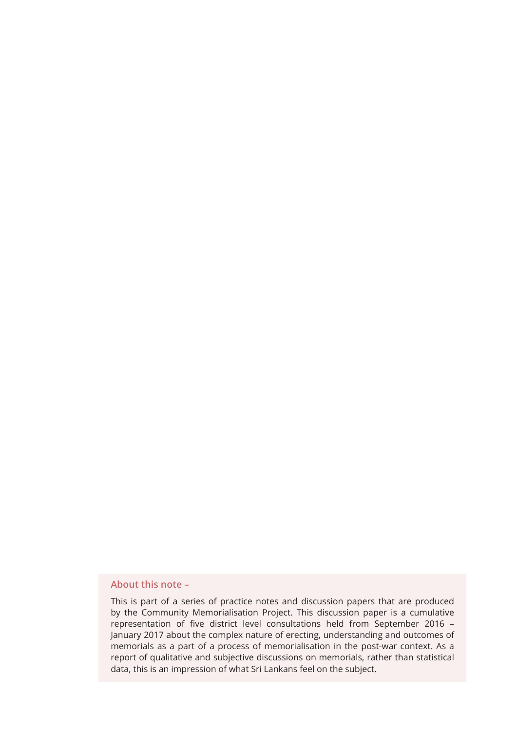### About this note –

This is part of a series of practice notes and discussion papers that are produced by the Community Memorialisation Project. This discussion paper is a cumulative representation of five district level consultations held from September 2016 – January 2017 about the complex nature of erecting, understanding and outcomes of memorials as a part of a process of memorialisation in the post-war context. As a report of qualitative and subjective discussions on memorials, rather than statistical data, this is an impression of what Sri Lankans feel on the subject.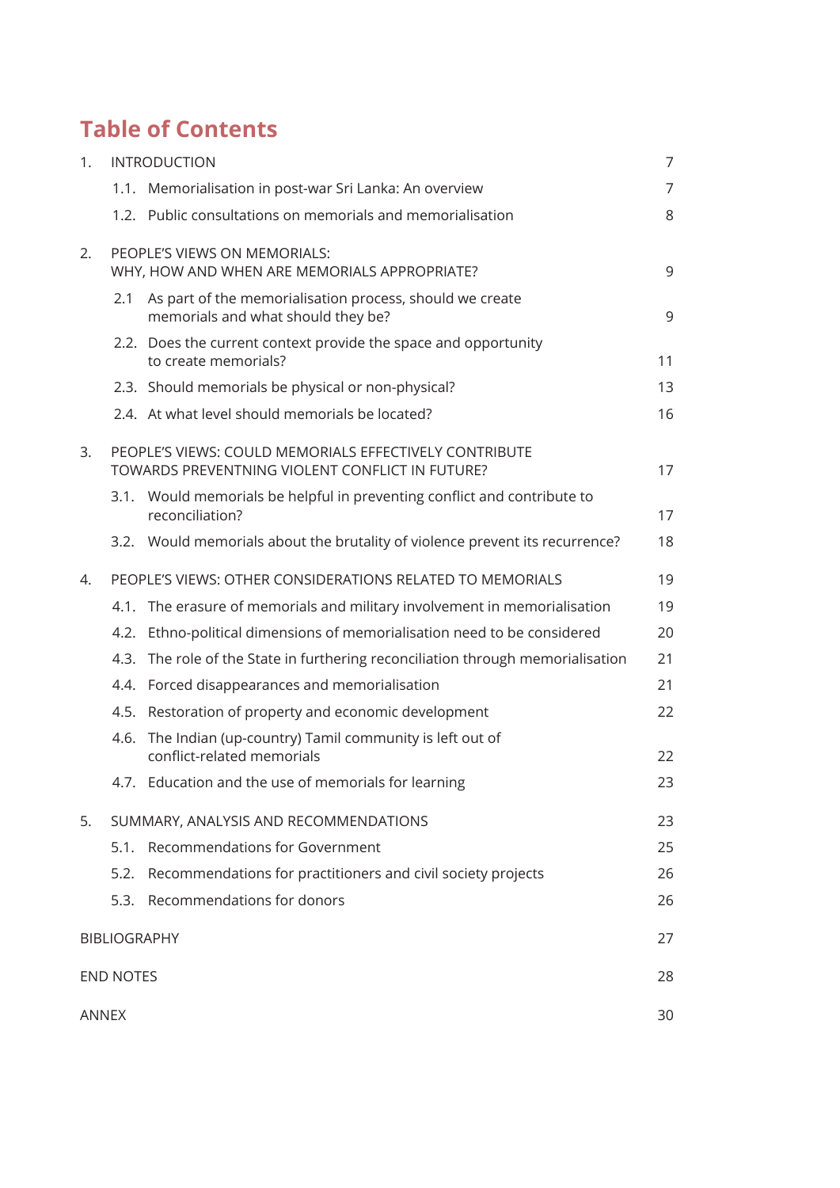# Table of Contents

| | | |
|---|---|---|
| 1. | INTRODUCTION | 7 |
| | 1.1. Memorialisation in post-war Sri Lanka: An overview | 7 |
| | 1.2. Public consultations on memorials and memorialisation | 8 |
| 2. | PEOPLE'S VIEWS ON MEMORIALS: WHY, HOW AND WHEN ARE MEMORIALS APPROPRIATE? | 9 |
| | 2.1 As part of the memorialisation process, should we create memorials and what should they be? | 9 |
| | 2.2. Does the current context provide the space and opportunity to create memorials? | 11 |
| | 2.3. Should memorials be physical or non-physical? | 13 |
| | 2.4. At what level should memorials be located? | 16 |
| 3. | PEOPLE'S VIEWS: COULD MEMORIALS EFFECTIVELY CONTRIBUTE TOWARDS PREVENTNING VIOLENT CONFLICT IN FUTURE? | 17 |
| | 3.1. Would memorials be helpful in preventing conflict and contribute to reconciliation? | 17 |
| | 3.2. Would memorials about the brutality of violence prevent its recurrence? | 18 |
| 4. | PEOPLE'S VIEWS: OTHER CONSIDERATIONS RELATED TO MEMORIALS | 19 |
| | 4.1. The erasure of memorials and military involvement in memorialisation | 19 |
| | 4.2. Ethno-political dimensions of memorialisation need to be considered | 20 |
| | 4.3. The role of the State in furthering reconciliation through memorialisation | 21 |
| | 4.4. Forced disappearances and memorialisation | 21 |
| | 4.5. Restoration of property and economic development | 22 |
| | 4.6. The Indian (up-country) Tamil community is left out of conflict-related memorials | 22 |
| | 4.7. Education and the use of memorials for learning | 23 |
| 5. | SUMMARY, ANALYSIS AND RECOMMENDATIONS | 23 |
| | 5.1. Recommendations for Government | 25 |
| | 5.2. Recommendations for practitioners and civil society projects | 26 |
| | 5.3. Recommendations for donors | 26 |
| BIBLIOGRAPHY | | 27 |
| END NOTES | | 28 |
| ANNEX | | 30 |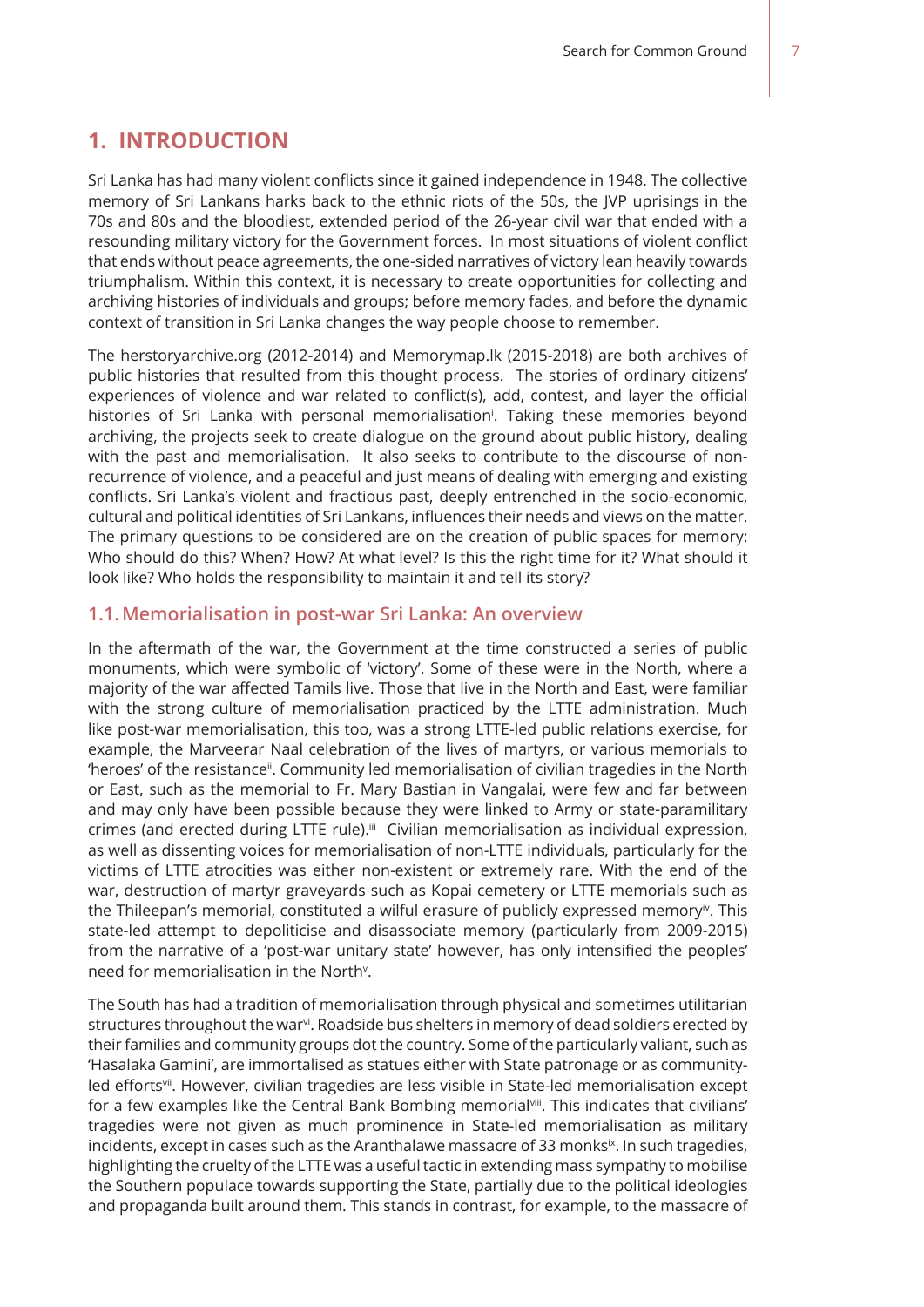# 1. INTRODUCTION

Sri Lanka has had many violent conflicts since it gained independence in 1948. The collective memory of Sri Lankans harks back to the ethnic riots of the 50s, the JVP uprisings in the 70s and 80s and the bloodiest, extended period of the 26-year civil war that ended with a resounding military victory for the Government forces. In most situations of violent conflict that ends without peace agreements, the one-sided narratives of victory lean heavily towards triumphalism. Within this context, it is necessary to create opportunities for collecting and archiving histories of individuals and groups; before memory fades, and before the dynamic context of transition in Sri Lanka changes the way people choose to remember.

The herstoryarchive.org (2012-2014) and Memorymap.lk (2015-2018) are both archives of public histories that resulted from this thought process. The stories of ordinary citizens' experiences of violence and war related to conflict(s), add, contest, and layer the official histories of Sri Lanka with personal memorialisation[i]. Taking these memories beyond archiving, the projects seek to create dialogue on the ground about public history, dealing with the past and memorialisation. It also seeks to contribute to the discourse of non-recurrence of violence, and a peaceful and just means of dealing with emerging and existing conflicts. Sri Lanka's violent and fractious past, deeply entrenched in the socio-economic, cultural and political identities of Sri Lankans, influences their needs and views on the matter. The primary questions to be considered are on the creation of public spaces for memory: Who should do this? When? How? At what level? Is this the right time for it? What should it look like? Who holds the responsibility to maintain it and tell its story?

## 1.1. Memorialisation in post-war Sri Lanka: An overview

In the aftermath of the war, the Government at the time constructed a series of public monuments, which were symbolic of 'victory'. Some of these were in the North, where a majority of the war affected Tamils live. Those that live in the North and East, were familiar with the strong culture of memorialisation practiced by the LTTE administration. Much like post-war memorialisation, this too, was a strong LTTE-led public relations exercise, for example, the Marveerar Naal celebration of the lives of martyrs, or various memorials to 'heroes' of the resistance[ii]. Community led memorialisation of civilian tragedies in the North or East, such as the memorial to Fr. Mary Bastian in Vangalai, were few and far between and may only have been possible because they were linked to Army or state-paramilitary crimes (and erected during LTTE rule).[iii] Civilian memorialisation as individual expression, as well as dissenting voices for memorialisation of non-LTTE individuals, particularly for the victims of LTTE atrocities was either non-existent or extremely rare. With the end of the war, destruction of martyr graveyards such as Kopai cemetery or LTTE memorials such as the Thileepan's memorial, constituted a wilful erasure of publicly expressed memory[iv]. This state-led attempt to depoliticise and disassociate memory (particularly from 2009-2015) from the narrative of a 'post-war unitary state' however, has only intensified the peoples' need for memorialisation in the North[v].

The South has had a tradition of memorialisation through physical and sometimes utilitarian structures throughout the war[vi]. Roadside bus shelters in memory of dead soldiers erected by their families and community groups dot the country. Some of the particularly valiant, such as 'Hasalaka Gamini', are immortalised as statues either with State patronage or as community-led efforts[vii]. However, civilian tragedies are less visible in State-led memorialisation except for a few examples like the Central Bank Bombing memorial[viii]. This indicates that civilians' tragedies were not given as much prominence in State-led memorialisation as military incidents, except in cases such as the Aranthalawe massacre of 33 monks[ix]. In such tragedies, highlighting the cruelty of the LTTE was a useful tactic in extending mass sympathy to mobilise the Southern populace towards supporting the State, partially due to the political ideologies and propaganda built around them. This stands in contrast, for example, to the massacre of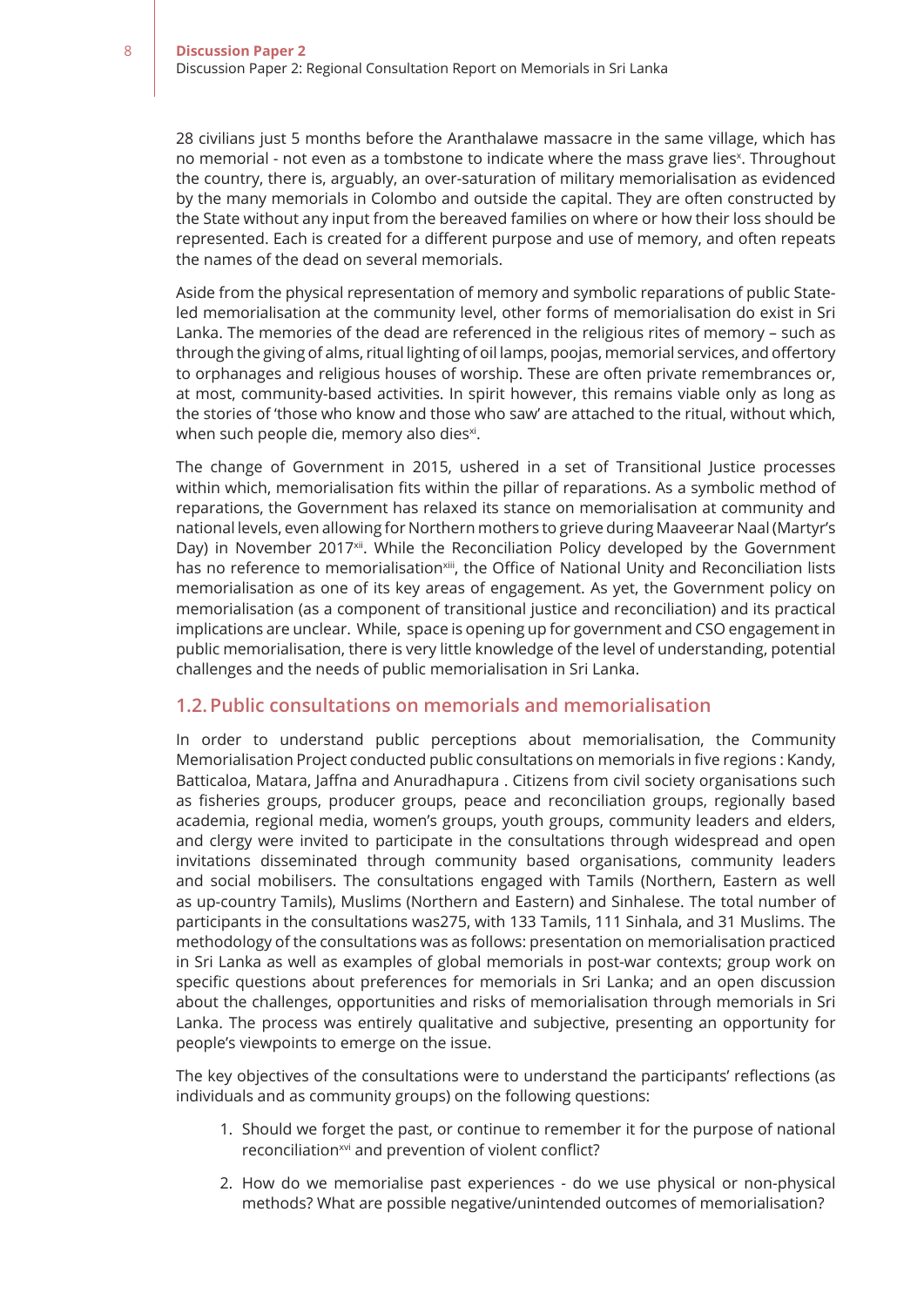28 civilians just 5 months before the Aranthalawe massacre in the same village, which has no memorial - not even as a tombstone to indicate where the mass grave lies[x]. Throughout the country, there is, arguably, an over-saturation of military memorialisation as evidenced by the many memorials in Colombo and outside the capital. They are often constructed by the State without any input from the bereaved families on where or how their loss should be represented. Each is created for a different purpose and use of memory, and often repeats the names of the dead on several memorials.

Aside from the physical representation of memory and symbolic reparations of public State-led memorialisation at the community level, other forms of memorialisation do exist in Sri Lanka. The memories of the dead are referenced in the religious rites of memory – such as through the giving of alms, ritual lighting of oil lamps, poojas, memorial services, and offertory to orphanages and religious houses of worship. These are often private remembrances or, at most, community-based activities. In spirit however, this remains viable only as long as the stories of 'those who know and those who saw' are attached to the ritual, without which, when such people die, memory also dies[xi].

The change of Government in 2015, ushered in a set of Transitional Justice processes within which, memorialisation fits within the pillar of reparations. As a symbolic method of reparations, the Government has relaxed its stance on memorialisation at community and national levels, even allowing for Northern mothers to grieve during Maaveerar Naal (Martyr's Day) in November 2017[xii]. While the Reconciliation Policy developed by the Government has no reference to memorialisation[xiii], the Office of National Unity and Reconciliation lists memorialisation as one of its key areas of engagement. As yet, the Government policy on memorialisation (as a component of transitional justice and reconciliation) and its practical implications are unclear. While, space is opening up for government and CSO engagement in public memorialisation, there is very little knowledge of the level of understanding, potential challenges and the needs of public memorialisation in Sri Lanka.

## 1.2. Public consultations on memorials and memorialisation

In order to understand public perceptions about memorialisation, the Community Memorialisation Project conducted public consultations on memorials in five regions : Kandy, Batticaloa, Matara, Jaffna and Anuradhapura . Citizens from civil society organisations such as fisheries groups, producer groups, peace and reconciliation groups, regionally based academia, regional media, women's groups, youth groups, community leaders and elders, and clergy were invited to participate in the consultations through widespread and open invitations disseminated through community based organisations, community leaders and social mobilisers. The consultations engaged with Tamils (Northern, Eastern as well as up-country Tamils), Muslims (Northern and Eastern) and Sinhalese. The total number of participants in the consultations was275, with 133 Tamils, 111 Sinhala, and 31 Muslims. The methodology of the consultations was as follows: presentation on memorialisation practiced in Sri Lanka as well as examples of global memorials in post-war contexts; group work on specific questions about preferences for memorials in Sri Lanka; and an open discussion about the challenges, opportunities and risks of memorialisation through memorials in Sri Lanka. The process was entirely qualitative and subjective, presenting an opportunity for people's viewpoints to emerge on the issue.

The key objectives of the consultations were to understand the participants' reflections (as individuals and as community groups) on the following questions:

1. Should we forget the past, or continue to remember it for the purpose of national reconciliation[xvi] and prevention of violent conflict?
2. How do we memorialise past experiences - do we use physical or non-physical methods? What are possible negative/unintended outcomes of memorialisation?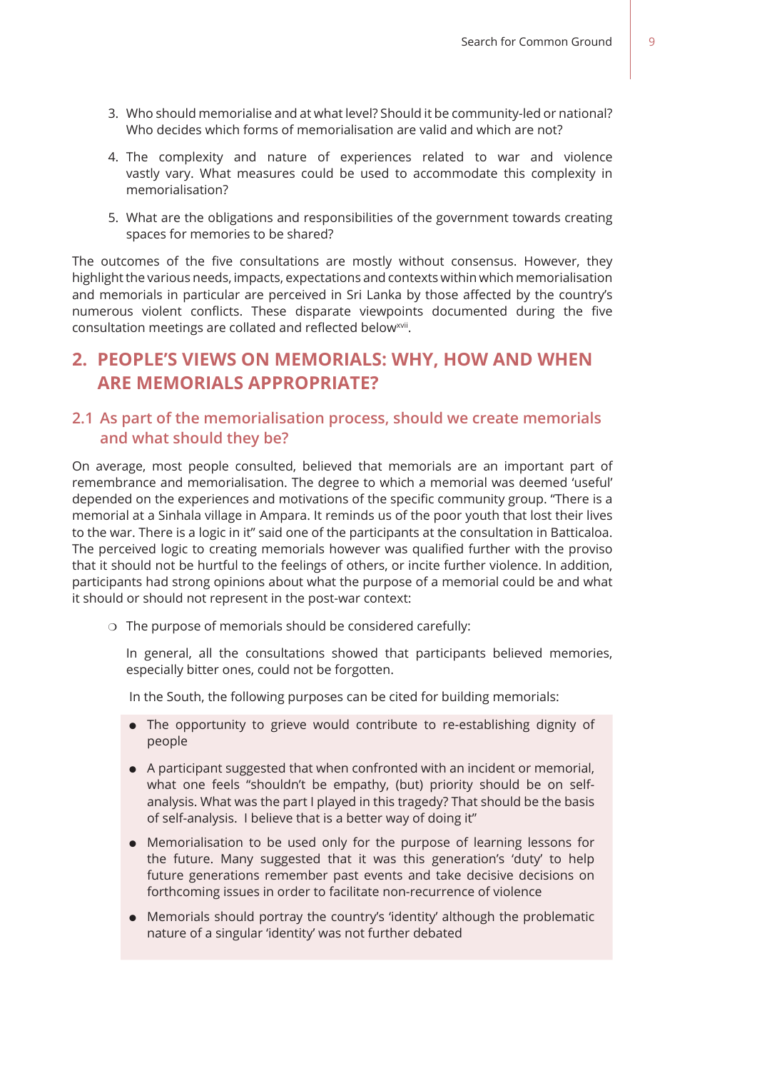3. Who should memorialise and at what level? Should it be community-led or national? Who decides which forms of memorialisation are valid and which are not?

4. The complexity and nature of experiences related to war and violence vastly vary. What measures could be used to accommodate this complexity in memorialisation?

5. What are the obligations and responsibilities of the government towards creating spaces for memories to be shared?

The outcomes of the five consultations are mostly without consensus. However, they highlight the various needs, impacts, expectations and contexts within which memorialisation and memorials in particular are perceived in Sri Lanka by those affected by the country's numerous violent conflicts. These disparate viewpoints documented during the five consultation meetings are collated and reflected below[xvii].

## 2. PEOPLE'S VIEWS ON MEMORIALS: WHY, HOW AND WHEN ARE MEMORIALS APPROPRIATE?

### 2.1 As part of the memorialisation process, should we create memorials and what should they be?

On average, most people consulted, believed that memorials are an important part of remembrance and memorialisation. The degree to which a memorial was deemed 'useful' depended on the experiences and motivations of the specific community group. "There is a memorial at a Sinhala village in Ampara. It reminds us of the poor youth that lost their lives to the war. There is a logic in it" said one of the participants at the consultation in Batticaloa. The perceived logic to creating memorials however was qualified further with the proviso that it should not be hurtful to the feelings of others, or incite further violence. In addition, participants had strong opinions about what the purpose of a memorial could be and what it should or should not represent in the post-war context:

- The purpose of memorials should be considered carefully:

  In general, all the consultations showed that participants believed memories, especially bitter ones, could not be forgotten.

  In the South, the following purposes can be cited for building memorials:

  - The opportunity to grieve would contribute to re-establishing dignity of people
  - A participant suggested that when confronted with an incident or memorial, what one feels "shouldn't be empathy, (but) priority should be on self-analysis. What was the part I played in this tragedy? That should be the basis of self-analysis. I believe that is a better way of doing it"
  - Memorialisation to be used only for the purpose of learning lessons for the future. Many suggested that it was this generation's 'duty' to help future generations remember past events and take decisive decisions on forthcoming issues in order to facilitate non-recurrence of violence
  - Memorials should portray the country's 'identity' although the problematic nature of a singular 'identity' was not further debated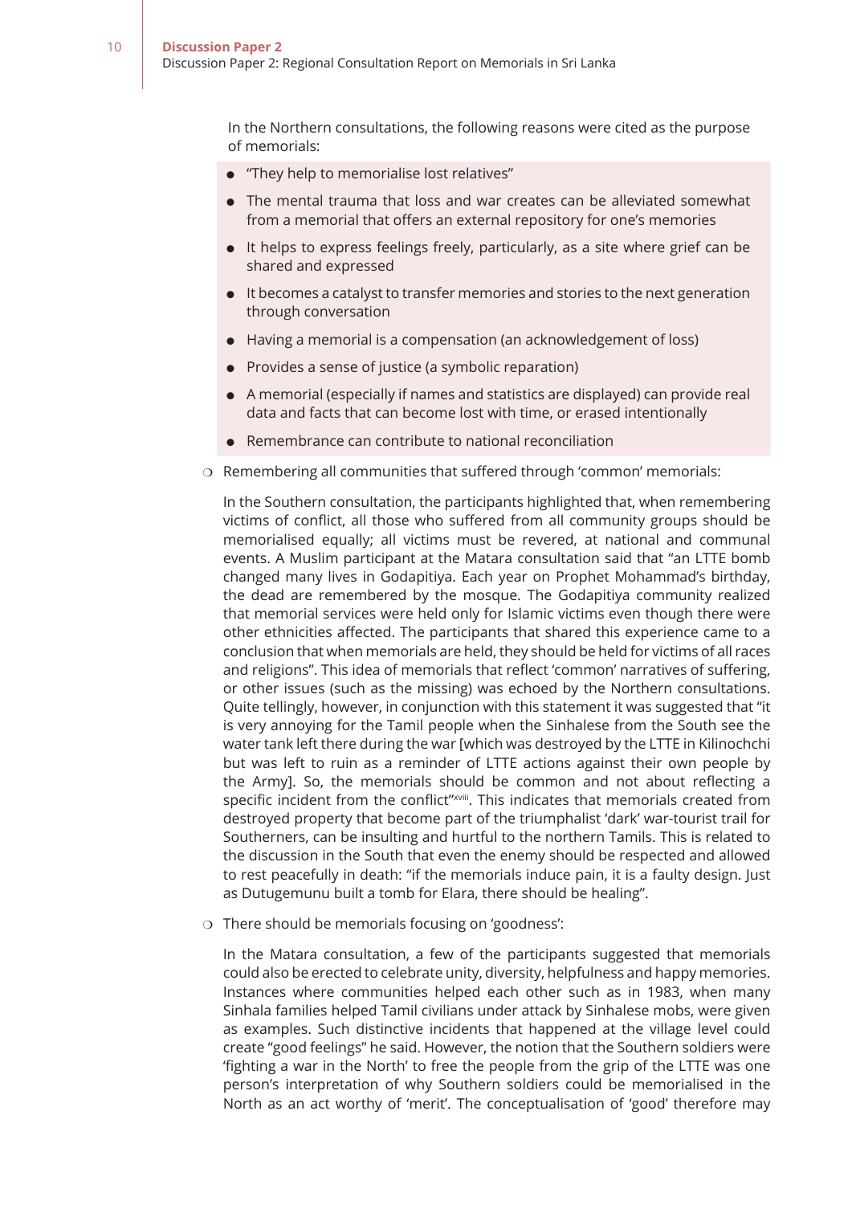In the Northern consultations, the following reasons were cited as the purpose of memorials:

- "They help to memorialise lost relatives"
- The mental trauma that loss and war creates can be alleviated somewhat from a memorial that offers an external repository for one's memories
- It helps to express feelings freely, particularly, as a site where grief can be shared and expressed
- It becomes a catalyst to transfer memories and stories to the next generation through conversation
- Having a memorial is a compensation (an acknowledgement of loss)
- Provides a sense of justice (a symbolic reparation)
- A memorial (especially if names and statistics are displayed) can provide real data and facts that can become lost with time, or erased intentionally
- Remembrance can contribute to national reconciliation

- Remembering all communities that suffered through 'common' memorials:

  In the Southern consultation, the participants highlighted that, when remembering victims of conflict, all those who suffered from all community groups should be memorialised equally; all victims must be revered, at national and communal events. A Muslim participant at the Matara consultation said that "an LTTE bomb changed many lives in Godapitiya. Each year on Prophet Mohammad's birthday, the dead are remembered by the mosque. The Godapitiya community realized that memorial services were held only for Islamic victims even though there were other ethnicities affected. The participants that shared this experience came to a conclusion that when memorials are held, they should be held for victims of all races and religions". This idea of memorials that reflect 'common' narratives of suffering, or other issues (such as the missing) was echoed by the Northern consultations. Quite tellingly, however, in conjunction with this statement it was suggested that "it is very annoying for the Tamil people when the Sinhalese from the South see the water tank left there during the war [which was destroyed by the LTTE in Kilinochchi but was left to ruin as a reminder of LTTE actions against their own people by the Army]. So, the memorials should be common and not about reflecting a specific incident from the conflict"[xviii]. This indicates that memorials created from destroyed property that become part of the triumphalist 'dark' war-tourist trail for Southerners, can be insulting and hurtful to the northern Tamils. This is related to the discussion in the South that even the enemy should be respected and allowed to rest peacefully in death: "if the memorials induce pain, it is a faulty design. Just as Dutugemunu built a tomb for Elara, there should be healing".

- There should be memorials focusing on 'goodness':

  In the Matara consultation, a few of the participants suggested that memorials could also be erected to celebrate unity, diversity, helpfulness and happy memories. Instances where communities helped each other such as in 1983, when many Sinhala families helped Tamil civilians under attack by Sinhalese mobs, were given as examples. Such distinctive incidents that happened at the village level could create "good feelings" he said. However, the notion that the Southern soldiers were 'fighting a war in the North' to free the people from the grip of the LTTE was one person's interpretation of why Southern soldiers could be memorialised in the North as an act worthy of 'merit'. The conceptualisation of 'good' therefore may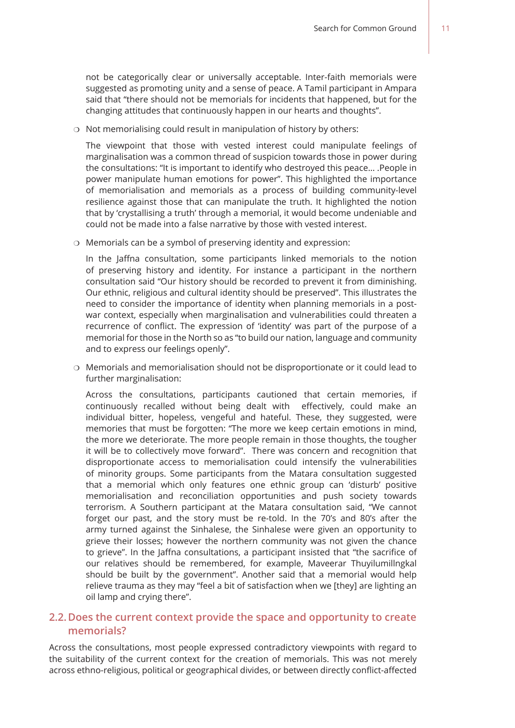not be categorically clear or universally acceptable. Inter-faith memorials were suggested as promoting unity and a sense of peace. A Tamil participant in Ampara said that "there should not be memorials for incidents that happened, but for the changing attitudes that continuously happen in our hearts and thoughts".

- Not memorialising could result in manipulation of history by others:

  The viewpoint that those with vested interest could manipulate feelings of marginalisation was a common thread of suspicion towards those in power during the consultations: "It is important to identify who destroyed this peace... .People in power manipulate human emotions for power". This highlighted the importance of memorialisation and memorials as a process of building community-level resilience against those that can manipulate the truth. It highlighted the notion that by 'crystallising a truth' through a memorial, it would become undeniable and could not be made into a false narrative by those with vested interest.

- Memorials can be a symbol of preserving identity and expression:

  In the Jaffna consultation, some participants linked memorials to the notion of preserving history and identity. For instance a participant in the northern consultation said "Our history should be recorded to prevent it from diminishing. Our ethnic, religious and cultural identity should be preserved". This illustrates the need to consider the importance of identity when planning memorials in a post-war context, especially when marginalisation and vulnerabilities could threaten a recurrence of conflict. The expression of 'identity' was part of the purpose of a memorial for those in the North so as "to build our nation, language and community and to express our feelings openly".

- Memorials and memorialisation should not be disproportionate or it could lead to further marginalisation:

  Across the consultations, participants cautioned that certain memories, if continuously recalled without being dealt with effectively, could make an individual bitter, hopeless, vengeful and hateful. These, they suggested, were memories that must be forgotten: "The more we keep certain emotions in mind, the more we deteriorate. The more people remain in those thoughts, the tougher it will be to collectively move forward". There was concern and recognition that disproportionate access to memorialisation could intensify the vulnerabilities of minority groups. Some participants from the Matara consultation suggested that a memorial which only features one ethnic group can 'disturb' positive memorialisation and reconciliation opportunities and push society towards terrorism. A Southern participant at the Matara consultation said, "We cannot forget our past, and the story must be re-told. In the 70's and 80's after the army turned against the Sinhalese, the Sinhalese were given an opportunity to grieve their losses; however the northern community was not given the chance to grieve". In the Jaffna consultations, a participant insisted that "the sacrifice of our relatives should be remembered, for example, Maveerar Thuyilumillngkal should be built by the government". Another said that a memorial would help relieve trauma as they may "feel a bit of satisfaction when we [they] are lighting an oil lamp and crying there".

## 2.2. Does the current context provide the space and opportunity to create memorials?

Across the consultations, most people expressed contradictory viewpoints with regard to the suitability of the current context for the creation of memorials. This was not merely across ethno-religious, political or geographical divides, or between directly conflict-affected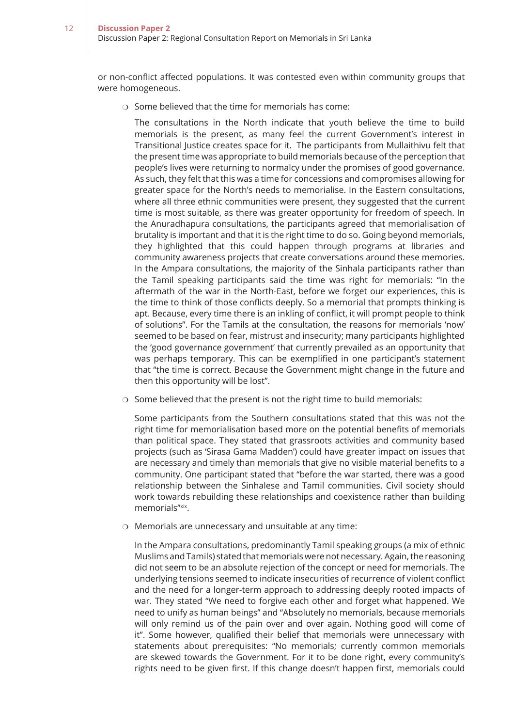or non-conflict affected populations. It was contested even within community groups that were homogeneous.

- Some believed that the time for memorials has come:

  The consultations in the North indicate that youth believe the time to build memorials is the present, as many feel the current Government's interest in Transitional Justice creates space for it. The participants from Mullaithivu felt that the present time was appropriate to build memorials because of the perception that people's lives were returning to normalcy under the promises of good governance. As such, they felt that this was a time for concessions and compromises allowing for greater space for the North's needs to memorialise. In the Eastern consultations, where all three ethnic communities were present, they suggested that the current time is most suitable, as there was greater opportunity for freedom of speech. In the Anuradhapura consultations, the participants agreed that memorialisation of brutality is important and that it is the right time to do so. Going beyond memorials, they highlighted that this could happen through programs at libraries and community awareness projects that create conversations around these memories. In the Ampara consultations, the majority of the Sinhala participants rather than the Tamil speaking participants said the time was right for memorials: "In the aftermath of the war in the North-East, before we forget our experiences, this is the time to think of those conflicts deeply. So a memorial that prompts thinking is apt. Because, every time there is an inkling of conflict, it will prompt people to think of solutions". For the Tamils at the consultation, the reasons for memorials 'now' seemed to be based on fear, mistrust and insecurity; many participants highlighted the 'good governance government' that currently prevailed as an opportunity that was perhaps temporary. This can be exemplified in one participant's statement that "the time is correct. Because the Government might change in the future and then this opportunity will be lost".

- Some believed that the present is not the right time to build memorials:

  Some participants from the Southern consultations stated that this was not the right time for memorialisation based more on the potential benefits of memorials than political space. They stated that grassroots activities and community based projects (such as 'Sirasa Gama Madden') could have greater impact on issues that are necessary and timely than memorials that give no visible material benefits to a community. One participant stated that "before the war started, there was a good relationship between the Sinhalese and Tamil communities. Civil society should work towards rebuilding these relationships and coexistence rather than building memorials"[xix].

- Memorials are unnecessary and unsuitable at any time:

  In the Ampara consultations, predominantly Tamil speaking groups (a mix of ethnic Muslims and Tamils) stated that memorials were not necessary. Again, the reasoning did not seem to be an absolute rejection of the concept or need for memorials. The underlying tensions seemed to indicate insecurities of recurrence of violent conflict and the need for a longer-term approach to addressing deeply rooted impacts of war. They stated "We need to forgive each other and forget what happened. We need to unify as human beings" and "Absolutely no memorials, because memorials will only remind us of the pain over and over again. Nothing good will come of it". Some however, qualified their belief that memorials were unnecessary with statements about prerequisites: "No memorials; currently common memorials are skewed towards the Government. For it to be done right, every community's rights need to be given first. If this change doesn't happen first, memorials could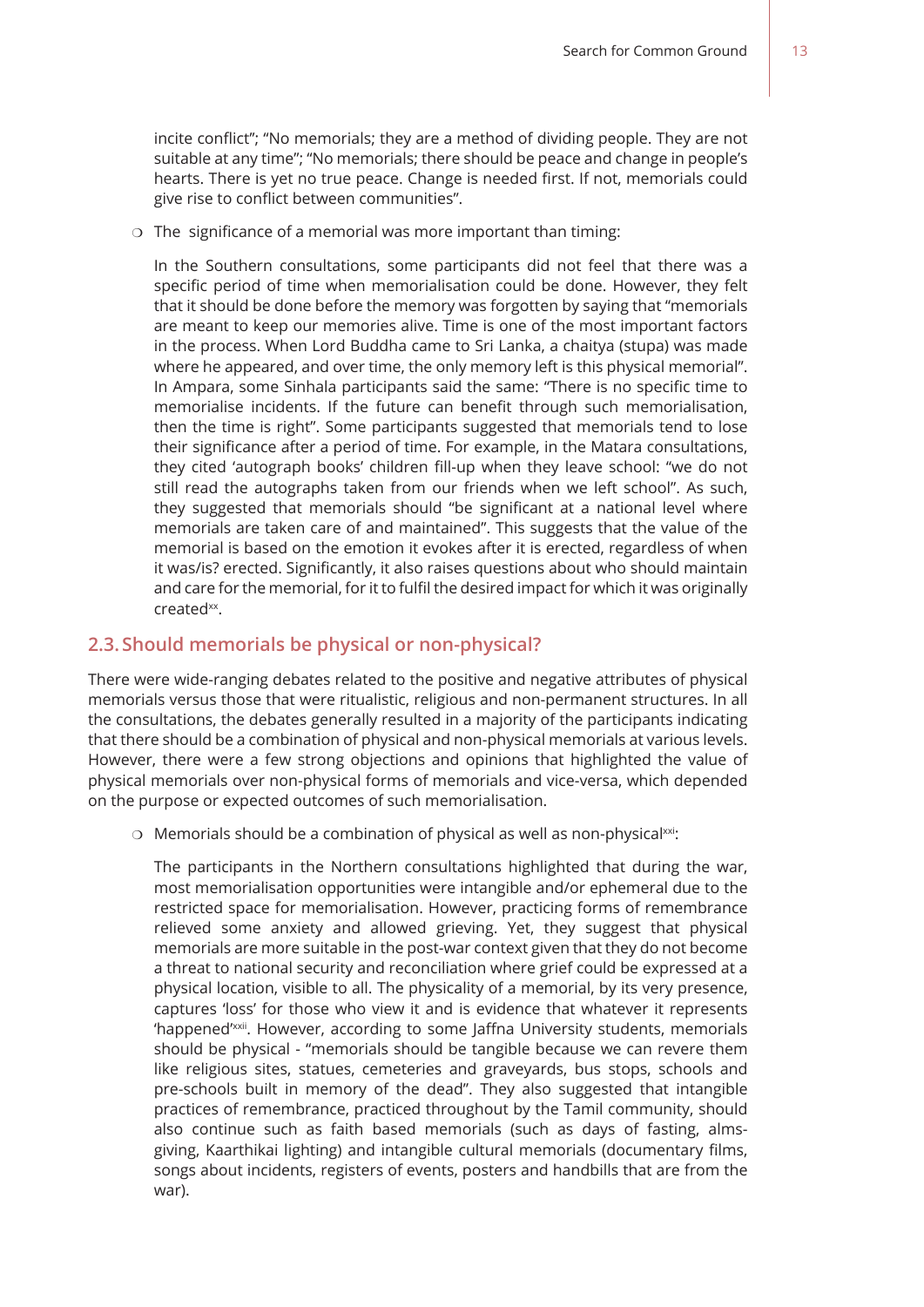incite conflict"; "No memorials; they are a method of dividing people. They are not suitable at any time"; "No memorials; there should be peace and change in people's hearts. There is yet no true peace. Change is needed first. If not, memorials could give rise to conflict between communities".

- The significance of a memorial was more important than timing:

  In the Southern consultations, some participants did not feel that there was a specific period of time when memorialisation could be done. However, they felt that it should be done before the memory was forgotten by saying that "memorials are meant to keep our memories alive. Time is one of the most important factors in the process. When Lord Buddha came to Sri Lanka, a chaitya (stupa) was made where he appeared, and over time, the only memory left is this physical memorial". In Ampara, some Sinhala participants said the same: "There is no specific time to memorialise incidents. If the future can benefit through such memorialisation, then the time is right". Some participants suggested that memorials tend to lose their significance after a period of time. For example, in the Matara consultations, they cited 'autograph books' children fill-up when they leave school: "we do not still read the autographs taken from our friends when we left school". As such, they suggested that memorials should "be significant at a national level where memorials are taken care of and maintained". This suggests that the value of the memorial is based on the emotion it evokes after it is erected, regardless of when it was/is? erected. Significantly, it also raises questions about who should maintain and care for the memorial, for it to fulfil the desired impact for which it was originally created[xx].

## 2.3. Should memorials be physical or non-physical?

There were wide-ranging debates related to the positive and negative attributes of physical memorials versus those that were ritualistic, religious and non-permanent structures. In all the consultations, the debates generally resulted in a majority of the participants indicating that there should be a combination of physical and non-physical memorials at various levels. However, there were a few strong objections and opinions that highlighted the value of physical memorials over non-physical forms of memorials and vice-versa, which depended on the purpose or expected outcomes of such memorialisation.

- Memorials should be a combination of physical as well as non-physical[xxi]:

  The participants in the Northern consultations highlighted that during the war, most memorialisation opportunities were intangible and/or ephemeral due to the restricted space for memorialisation. However, practicing forms of remembrance relieved some anxiety and allowed grieving. Yet, they suggest that physical memorials are more suitable in the post-war context given that they do not become a threat to national security and reconciliation where grief could be expressed at a physical location, visible to all. The physicality of a memorial, by its very presence, captures 'loss' for those who view it and is evidence that whatever it represents 'happened'[xxii]. However, according to some Jaffna University students, memorials should be physical - "memorials should be tangible because we can revere them like religious sites, statues, cemeteries and graveyards, bus stops, schools and pre-schools built in memory of the dead". They also suggested that intangible practices of remembrance, practiced throughout by the Tamil community, should also continue such as faith based memorials (such as days of fasting, alms-giving, Kaarthikai lighting) and intangible cultural memorials (documentary films, songs about incidents, registers of events, posters and handbills that are from the war).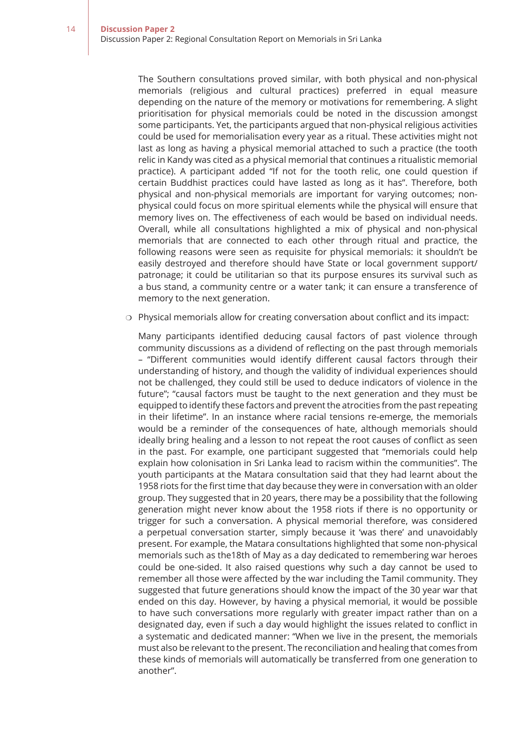The Southern consultations proved similar, with both physical and non-physical memorials (religious and cultural practices) preferred in equal measure depending on the nature of the memory or motivations for remembering. A slight prioritisation for physical memorials could be noted in the discussion amongst some participants. Yet, the participants argued that non-physical religious activities could be used for memorialisation every year as a ritual. These activities might not last as long as having a physical memorial attached to such a practice (the tooth relic in Kandy was cited as a physical memorial that continues a ritualistic memorial practice). A participant added "If not for the tooth relic, one could question if certain Buddhist practices could have lasted as long as it has". Therefore, both physical and non-physical memorials are important for varying outcomes; non-physical could focus on more spiritual elements while the physical will ensure that memory lives on. The effectiveness of each would be based on individual needs. Overall, while all consultations highlighted a mix of physical and non-physical memorials that are connected to each other through ritual and practice, the following reasons were seen as requisite for physical memorials: it shouldn't be easily destroyed and therefore should have State or local government support/ patronage; it could be utilitarian so that its purpose ensures its survival such as a bus stand, a community centre or a water tank; it can ensure a transference of memory to the next generation.

- Physical memorials allow for creating conversation about conflict and its impact:

  Many participants identified deducing causal factors of past violence through community discussions as a dividend of reflecting on the past through memorials – "Different communities would identify different causal factors through their understanding of history, and though the validity of individual experiences should not be challenged, they could still be used to deduce indicators of violence in the future"; "causal factors must be taught to the next generation and they must be equipped to identify these factors and prevent the atrocities from the past repeating in their lifetime". In an instance where racial tensions re-emerge, the memorials would be a reminder of the consequences of hate, although memorials should ideally bring healing and a lesson to not repeat the root causes of conflict as seen in the past. For example, one participant suggested that "memorials could help explain how colonisation in Sri Lanka lead to racism within the communities". The youth participants at the Matara consultation said that they had learnt about the 1958 riots for the first time that day because they were in conversation with an older group. They suggested that in 20 years, there may be a possibility that the following generation might never know about the 1958 riots if there is no opportunity or trigger for such a conversation. A physical memorial therefore, was considered a perpetual conversation starter, simply because it 'was there' and unavoidably present. For example, the Matara consultations highlighted that some non-physical memorials such as the18th of May as a day dedicated to remembering war heroes could be one-sided. It also raised questions why such a day cannot be used to remember all those were affected by the war including the Tamil community. They suggested that future generations should know the impact of the 30 year war that ended on this day. However, by having a physical memorial, it would be possible to have such conversations more regularly with greater impact rather than on a designated day, even if such a day would highlight the issues related to conflict in a systematic and dedicated manner: "When we live in the present, the memorials must also be relevant to the present. The reconciliation and healing that comes from these kinds of memorials will automatically be transferred from one generation to another".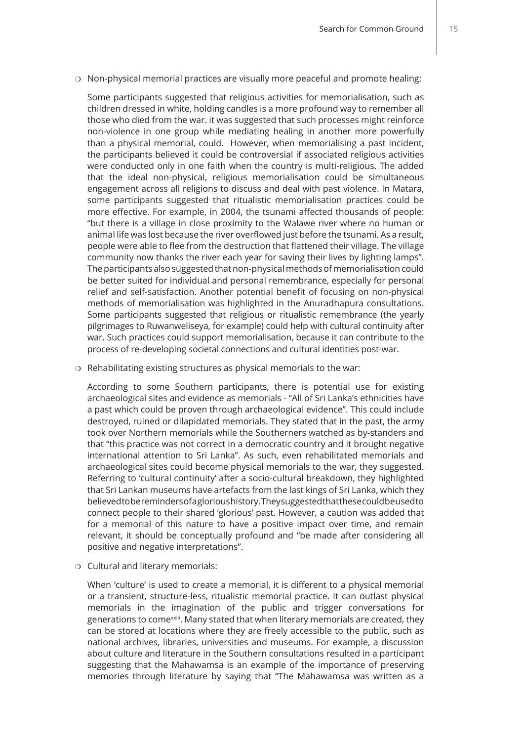- Non-physical memorial practices are visually more peaceful and promote healing:

  Some participants suggested that religious activities for memorialisation, such as children dressed in white, holding candles is a more profound way to remember all those who died from the war. it was suggested that such processes might reinforce non-violence in one group while mediating healing in another more powerfully than a physical memorial, could. However, when memorialising a past incident, the participants believed it could be controversial if associated religious activities were conducted only in one faith when the country is multi-religious. The added that the ideal non-physical, religious memorialisation could be simultaneous engagement across all religions to discuss and deal with past violence. In Matara, some participants suggested that ritualistic memorialisation practices could be more effective. For example, in 2004, the tsunami affected thousands of people: "but there is a village in close proximity to the Walawe river where no human or animal life was lost because the river overflowed just before the tsunami. As a result, people were able to flee from the destruction that flattened their village. The village community now thanks the river each year for saving their lives by lighting lamps". The participants also suggested that non-physical methods of memorialisation could be better suited for individual and personal remembrance, especially for personal relief and self-satisfaction. Another potential benefit of focusing on non-physical methods of memorialisation was highlighted in the Anuradhapura consultations. Some participants suggested that religious or ritualistic remembrance (the yearly pilgrimages to Ruwanweliseya, for example) could help with cultural continuity after war. Such practices could support memorialisation, because it can contribute to the process of re-developing societal connections and cultural identities post-war.

- Rehabilitating existing structures as physical memorials to the war:

  According to some Southern participants, there is potential use for existing archaeological sites and evidence as memorials - "All of Sri Lanka's ethnicities have a past which could be proven through archaeological evidence". This could include destroyed, ruined or dilapidated memorials. They stated that in the past, the army took over Northern memorials while the Southerners watched as by-standers and that "this practice was not correct in a democratic country and it brought negative international attention to Sri Lanka". As such, even rehabilitated memorials and archaeological sites could become physical memorials to the war, they suggested. Referring to 'cultural continuity' after a socio-cultural breakdown, they highlighted that Sri Lankan museums have artefacts from the last kings of Sri Lanka, which they believed to be reminders of a glorious history. They suggested that these could be used to connect people to their shared 'glorious' past. However, a caution was added that for a memorial of this nature to have a positive impact over time, and remain relevant, it should be conceptually profound and "be made after considering all positive and negative interpretations".

- Cultural and literary memorials:

  When 'culture' is used to create a memorial, it is different to a physical memorial or a transient, structure-less, ritualistic memorial practice. It can outlast physical memorials in the imagination of the public and trigger conversations for generations to come[xxiii]. Many stated that when literary memorials are created, they can be stored at locations where they are freely accessible to the public, such as national archives, libraries, universities and museums. For example, a discussion about culture and literature in the Southern consultations resulted in a participant suggesting that the Mahawamsa is an example of the importance of preserving memories through literature by saying that "The Mahawamsa was written as a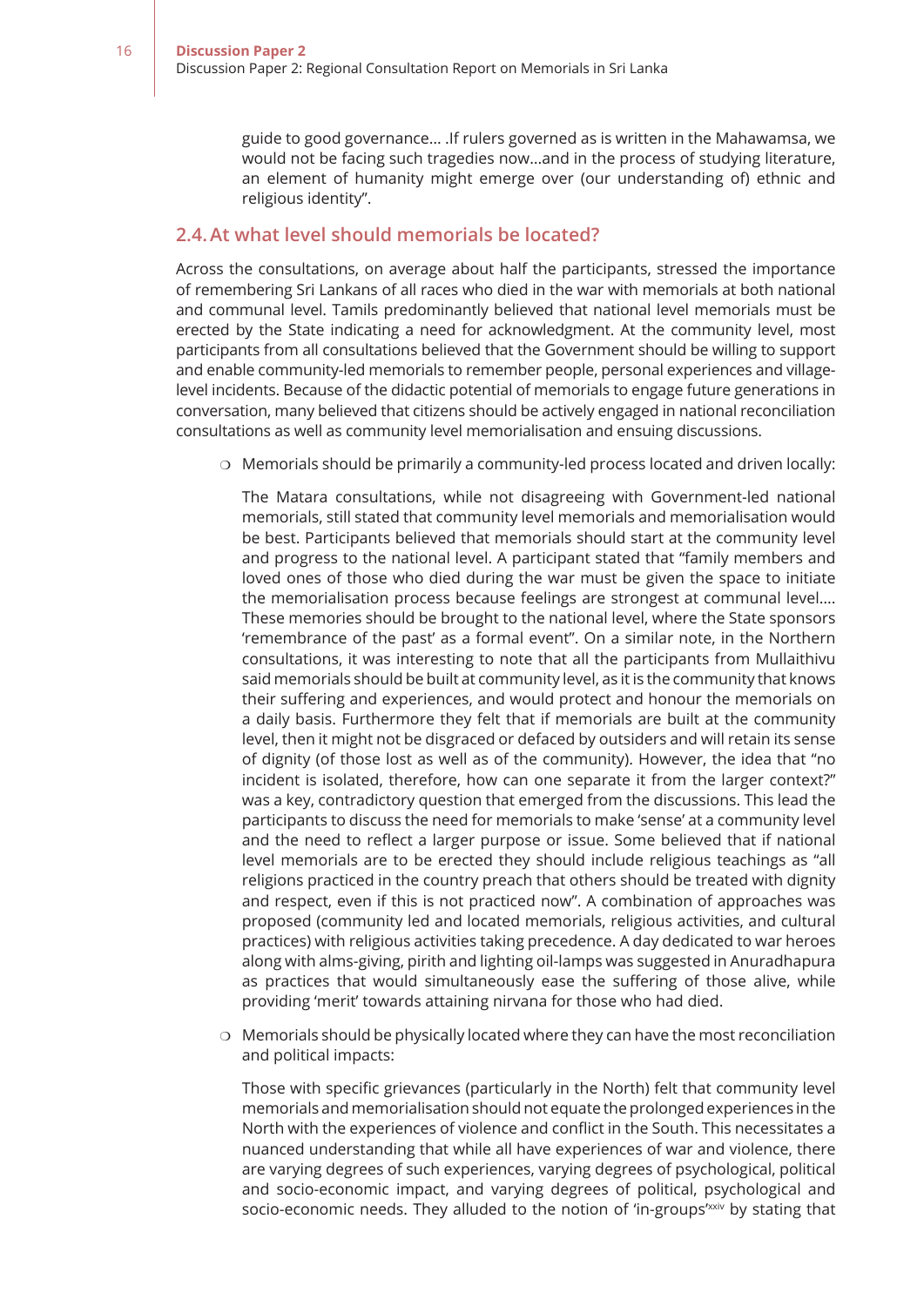guide to good governance… .If rulers governed as is written in the Mahawamsa, we would not be facing such tragedies now…and in the process of studying literature, an element of humanity might emerge over (our understanding of) ethnic and religious identity".

## 2.4. At what level should memorials be located?

Across the consultations, on average about half the participants, stressed the importance of remembering Sri Lankans of all races who died in the war with memorials at both national and communal level. Tamils predominantly believed that national level memorials must be erected by the State indicating a need for acknowledgment. At the community level, most participants from all consultations believed that the Government should be willing to support and enable community-led memorials to remember people, personal experiences and village-level incidents. Because of the didactic potential of memorials to engage future generations in conversation, many believed that citizens should be actively engaged in national reconciliation consultations as well as community level memorialisation and ensuing discussions.

- Memorials should be primarily a community-led process located and driven locally:

  The Matara consultations, while not disagreeing with Government-led national memorials, still stated that community level memorials and memorialisation would be best. Participants believed that memorials should start at the community level and progress to the national level. A participant stated that "family members and loved ones of those who died during the war must be given the space to initiate the memorialisation process because feelings are strongest at communal level…. These memories should be brought to the national level, where the State sponsors 'remembrance of the past' as a formal event". On a similar note, in the Northern consultations, it was interesting to note that all the participants from Mullaithivu said memorials should be built at community level, as it is the community that knows their suffering and experiences, and would protect and honour the memorials on a daily basis. Furthermore they felt that if memorials are built at the community level, then it might not be disgraced or defaced by outsiders and will retain its sense of dignity (of those lost as well as of the community). However, the idea that "no incident is isolated, therefore, how can one separate it from the larger context?" was a key, contradictory question that emerged from the discussions. This lead the participants to discuss the need for memorials to make 'sense' at a community level and the need to reflect a larger purpose or issue. Some believed that if national level memorials are to be erected they should include religious teachings as "all religions practiced in the country preach that others should be treated with dignity and respect, even if this is not practiced now". A combination of approaches was proposed (community led and located memorials, religious activities, and cultural practices) with religious activities taking precedence. A day dedicated to war heroes along with alms-giving, pirith and lighting oil-lamps was suggested in Anuradhapura as practices that would simultaneously ease the suffering of those alive, while providing 'merit' towards attaining nirvana for those who had died.

- Memorials should be physically located where they can have the most reconciliation and political impacts:

  Those with specific grievances (particularly in the North) felt that community level memorials and memorialisation should not equate the prolonged experiences in the North with the experiences of violence and conflict in the South. This necessitates a nuanced understanding that while all have experiences of war and violence, there are varying degrees of such experiences, varying degrees of psychological, political and socio-economic impact, and varying degrees of political, psychological and socio-economic needs. They alluded to the notion of 'in-groups'[xxiv] by stating that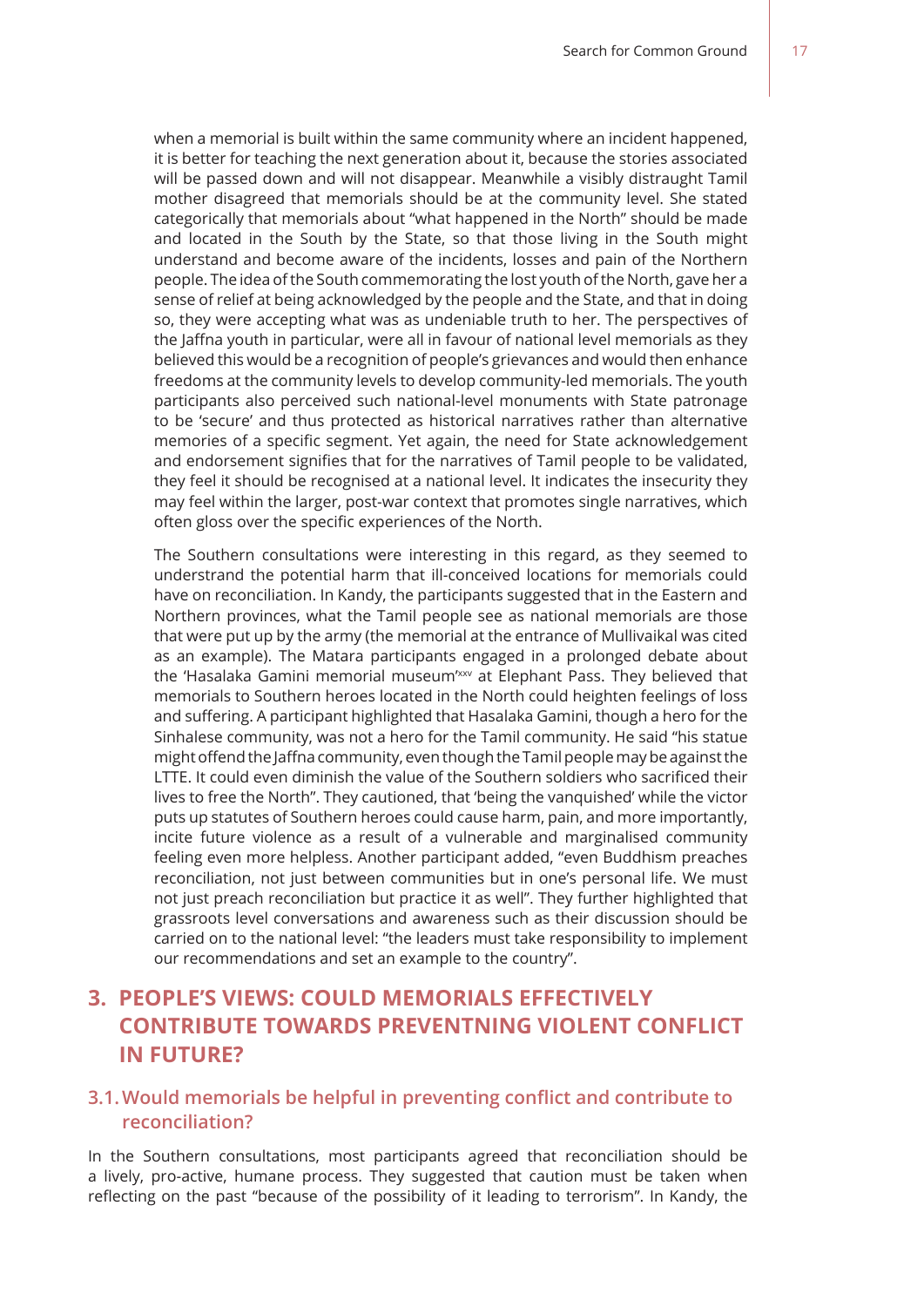when a memorial is built within the same community where an incident happened, it is better for teaching the next generation about it, because the stories associated will be passed down and will not disappear. Meanwhile a visibly distraught Tamil mother disagreed that memorials should be at the community level. She stated categorically that memorials about "what happened in the North" should be made and located in the South by the State, so that those living in the South might understand and become aware of the incidents, losses and pain of the Northern people. The idea of the South commemorating the lost youth of the North, gave her a sense of relief at being acknowledged by the people and the State, and that in doing so, they were accepting what was as undeniable truth to her. The perspectives of the Jaffna youth in particular, were all in favour of national level memorials as they believed this would be a recognition of people's grievances and would then enhance freedoms at the community levels to develop community-led memorials. The youth participants also perceived such national-level monuments with State patronage to be 'secure' and thus protected as historical narratives rather than alternative memories of a specific segment. Yet again, the need for State acknowledgement and endorsement signifies that for the narratives of Tamil people to be validated, they feel it should be recognised at a national level. It indicates the insecurity they may feel within the larger, post-war context that promotes single narratives, which often gloss over the specific experiences of the North.

The Southern consultations were interesting in this regard, as they seemed to understrand the potential harm that ill-conceived locations for memorials could have on reconciliation. In Kandy, the participants suggested that in the Eastern and Northern provinces, what the Tamil people see as national memorials are those that were put up by the army (the memorial at the entrance of Mullivaikal was cited as an example). The Matara participants engaged in a prolonged debate about the 'Hasalaka Gamini memorial museum'[xxv] at Elephant Pass. They believed that memorials to Southern heroes located in the North could heighten feelings of loss and suffering. A participant highlighted that Hasalaka Gamini, though a hero for the Sinhalese community, was not a hero for the Tamil community. He said "his statue might offend the Jaffna community, even though the Tamil people may be against the LTTE. It could even diminish the value of the Southern soldiers who sacrificed their lives to free the North". They cautioned, that 'being the vanquished' while the victor puts up statutes of Southern heroes could cause harm, pain, and more importantly, incite future violence as a result of a vulnerable and marginalised community feeling even more helpless. Another participant added, "even Buddhism preaches reconciliation, not just between communities but in one's personal life. We must not just preach reconciliation but practice it as well". They further highlighted that grassroots level conversations and awareness such as their discussion should be carried on to the national level: "the leaders must take responsibility to implement our recommendations and set an example to the country".

## 3. PEOPLE'S VIEWS: COULD MEMORIALS EFFECTIVELY CONTRIBUTE TOWARDS PREVENTNING VIOLENT CONFLICT IN FUTURE?

### 3.1. Would memorials be helpful in preventing conflict and contribute to reconciliation?

In the Southern consultations, most participants agreed that reconciliation should be a lively, pro-active, humane process. They suggested that caution must be taken when reflecting on the past "because of the possibility of it leading to terrorism". In Kandy, the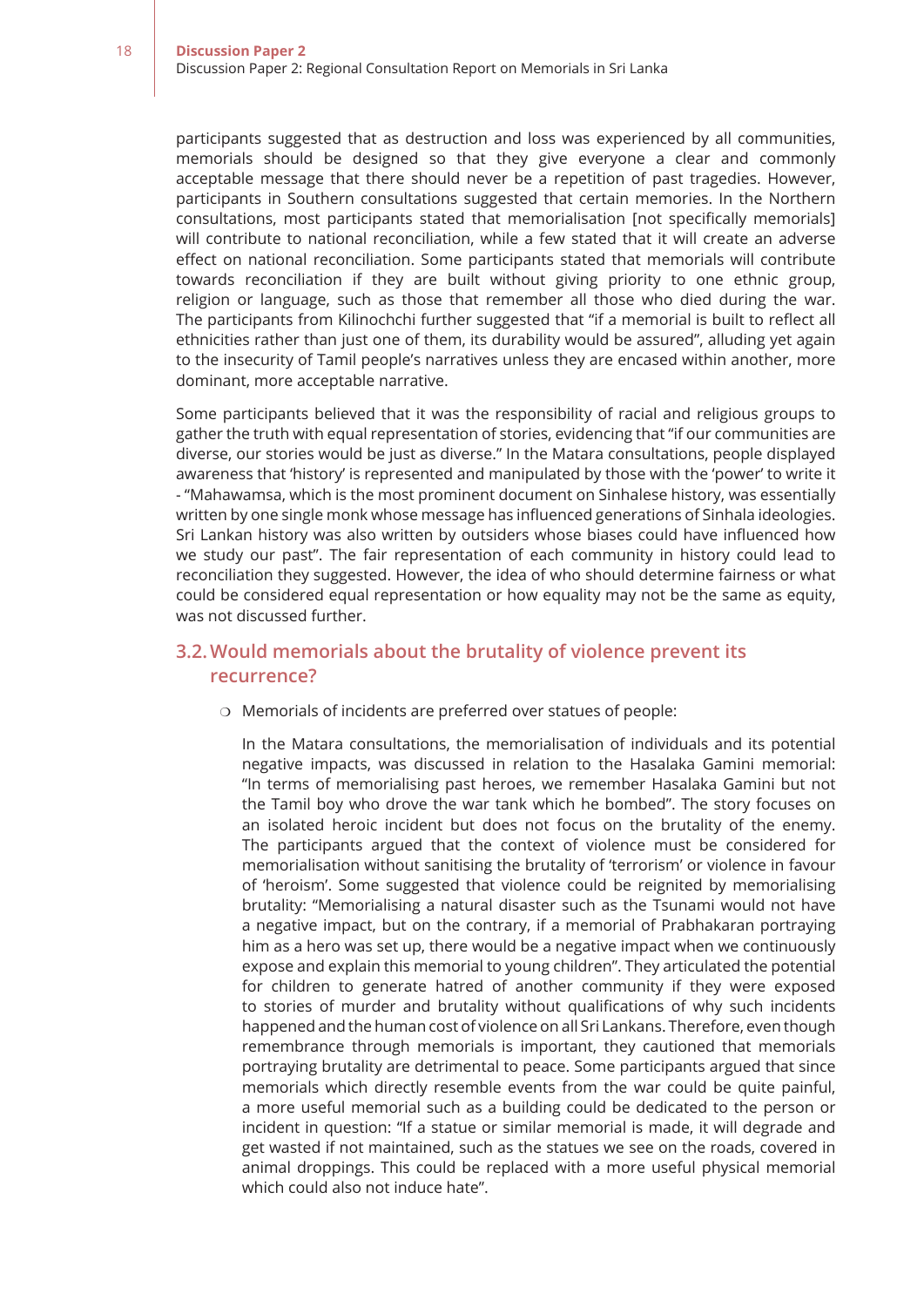participants suggested that as destruction and loss was experienced by all communities, memorials should be designed so that they give everyone a clear and commonly acceptable message that there should never be a repetition of past tragedies. However, participants in Southern consultations suggested that certain memories. In the Northern consultations, most participants stated that memorialisation [not specifically memorials] will contribute to national reconciliation, while a few stated that it will create an adverse effect on national reconciliation. Some participants stated that memorials will contribute towards reconciliation if they are built without giving priority to one ethnic group, religion or language, such as those that remember all those who died during the war. The participants from Kilinochchi further suggested that "if a memorial is built to reflect all ethnicities rather than just one of them, its durability would be assured", alluding yet again to the insecurity of Tamil people's narratives unless they are encased within another, more dominant, more acceptable narrative.

Some participants believed that it was the responsibility of racial and religious groups to gather the truth with equal representation of stories, evidencing that "if our communities are diverse, our stories would be just as diverse." In the Matara consultations, people displayed awareness that 'history' is represented and manipulated by those with the 'power' to write it - "Mahawamsa, which is the most prominent document on Sinhalese history, was essentially written by one single monk whose message has influenced generations of Sinhala ideologies. Sri Lankan history was also written by outsiders whose biases could have influenced how we study our past". The fair representation of each community in history could lead to reconciliation they suggested. However, the idea of who should determine fairness or what could be considered equal representation or how equality may not be the same as equity, was not discussed further.

### 3.2. Would memorials about the brutality of violence prevent its recurrence?

- Memorials of incidents are preferred over statues of people:

  In the Matara consultations, the memorialisation of individuals and its potential negative impacts, was discussed in relation to the Hasalaka Gamini memorial: "In terms of memorialising past heroes, we remember Hasalaka Gamini but not the Tamil boy who drove the war tank which he bombed". The story focuses on an isolated heroic incident but does not focus on the brutality of the enemy. The participants argued that the context of violence must be considered for memorialisation without sanitising the brutality of 'terrorism' or violence in favour of 'heroism'. Some suggested that violence could be reignited by memorialising brutality: "Memorialising a natural disaster such as the Tsunami would not have a negative impact, but on the contrary, if a memorial of Prabhakaran portraying him as a hero was set up, there would be a negative impact when we continuously expose and explain this memorial to young children". They articulated the potential for children to generate hatred of another community if they were exposed to stories of murder and brutality without qualifications of why such incidents happened and the human cost of violence on all Sri Lankans. Therefore, even though remembrance through memorials is important, they cautioned that memorials portraying brutality are detrimental to peace. Some participants argued that since memorials which directly resemble events from the war could be quite painful, a more useful memorial such as a building could be dedicated to the person or incident in question: "If a statue or similar memorial is made, it will degrade and get wasted if not maintained, such as the statues we see on the roads, covered in animal droppings. This could be replaced with a more useful physical memorial which could also not induce hate".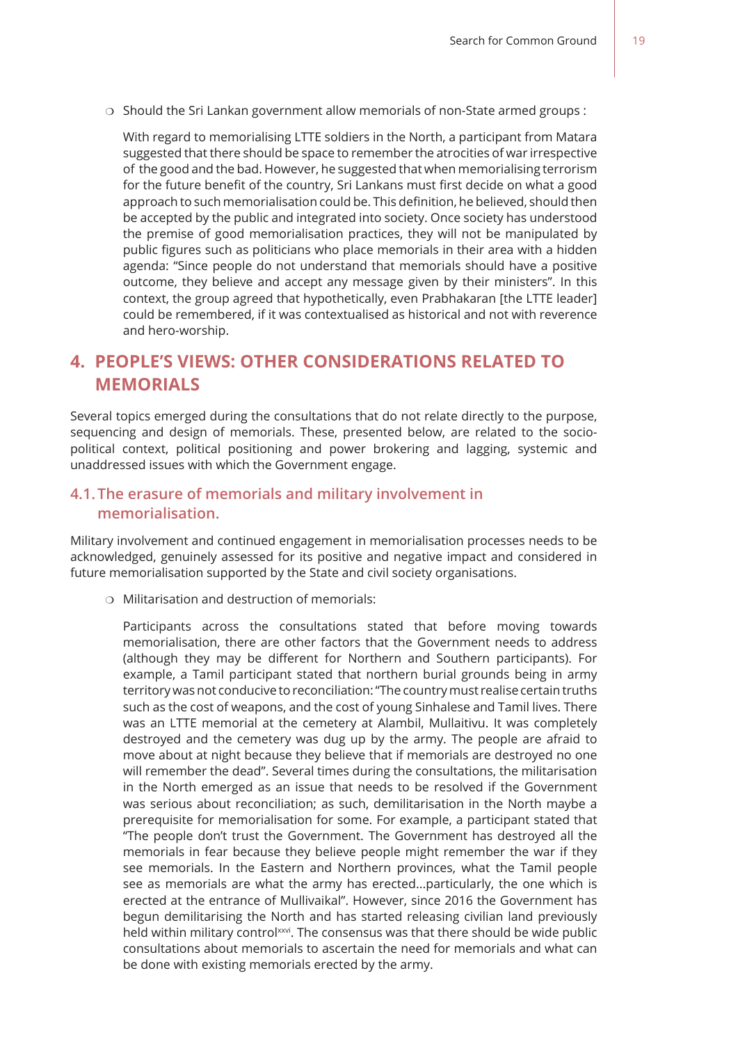- Should the Sri Lankan government allow memorials of non-State armed groups :

  With regard to memorialising LTTE soldiers in the North, a participant from Matara suggested that there should be space to remember the atrocities of war irrespective of the good and the bad. However, he suggested that when memorialising terrorism for the future benefit of the country, Sri Lankans must first decide on what a good approach to such memorialisation could be. This definition, he believed, should then be accepted by the public and integrated into society. Once society has understood the premise of good memorialisation practices, they will not be manipulated by public figures such as politicians who place memorials in their area with a hidden agenda: "Since people do not understand that memorials should have a positive outcome, they believe and accept any message given by their ministers". In this context, the group agreed that hypothetically, even Prabhakaran [the LTTE leader] could be remembered, if it was contextualised as historical and not with reverence and hero-worship.

## 4. PEOPLE'S VIEWS: OTHER CONSIDERATIONS RELATED TO MEMORIALS

Several topics emerged during the consultations that do not relate directly to the purpose, sequencing and design of memorials. These, presented below, are related to the socio-political context, political positioning and power brokering and lagging, systemic and unaddressed issues with which the Government engage.

### 4.1. The erasure of memorials and military involvement in memorialisation.

Military involvement and continued engagement in memorialisation processes needs to be acknowledged, genuinely assessed for its positive and negative impact and considered in future memorialisation supported by the State and civil society organisations.

- Militarisation and destruction of memorials:

  Participants across the consultations stated that before moving towards memorialisation, there are other factors that the Government needs to address (although they may be different for Northern and Southern participants). For example, a Tamil participant stated that northern burial grounds being in army territory was not conducive to reconciliation: "The country must realise certain truths such as the cost of weapons, and the cost of young Sinhalese and Tamil lives. There was an LTTE memorial at the cemetery at Alambil, Mullaitivu. It was completely destroyed and the cemetery was dug up by the army. The people are afraid to move about at night because they believe that if memorials are destroyed no one will remember the dead". Several times during the consultations, the militarisation in the North emerged as an issue that needs to be resolved if the Government was serious about reconciliation; as such, demilitarisation in the North maybe a prerequisite for memorialisation for some. For example, a participant stated that "The people don't trust the Government. The Government has destroyed all the memorials in fear because they believe people might remember the war if they see memorials. In the Eastern and Northern provinces, what the Tamil people see as memorials are what the army has erected...particularly, the one which is erected at the entrance of Mullivaikal". However, since 2016 the Government has begun demilitarising the North and has started releasing civilian land previously held within military control[xxvi]. The consensus was that there should be wide public consultations about memorials to ascertain the need for memorials and what can be done with existing memorials erected by the army.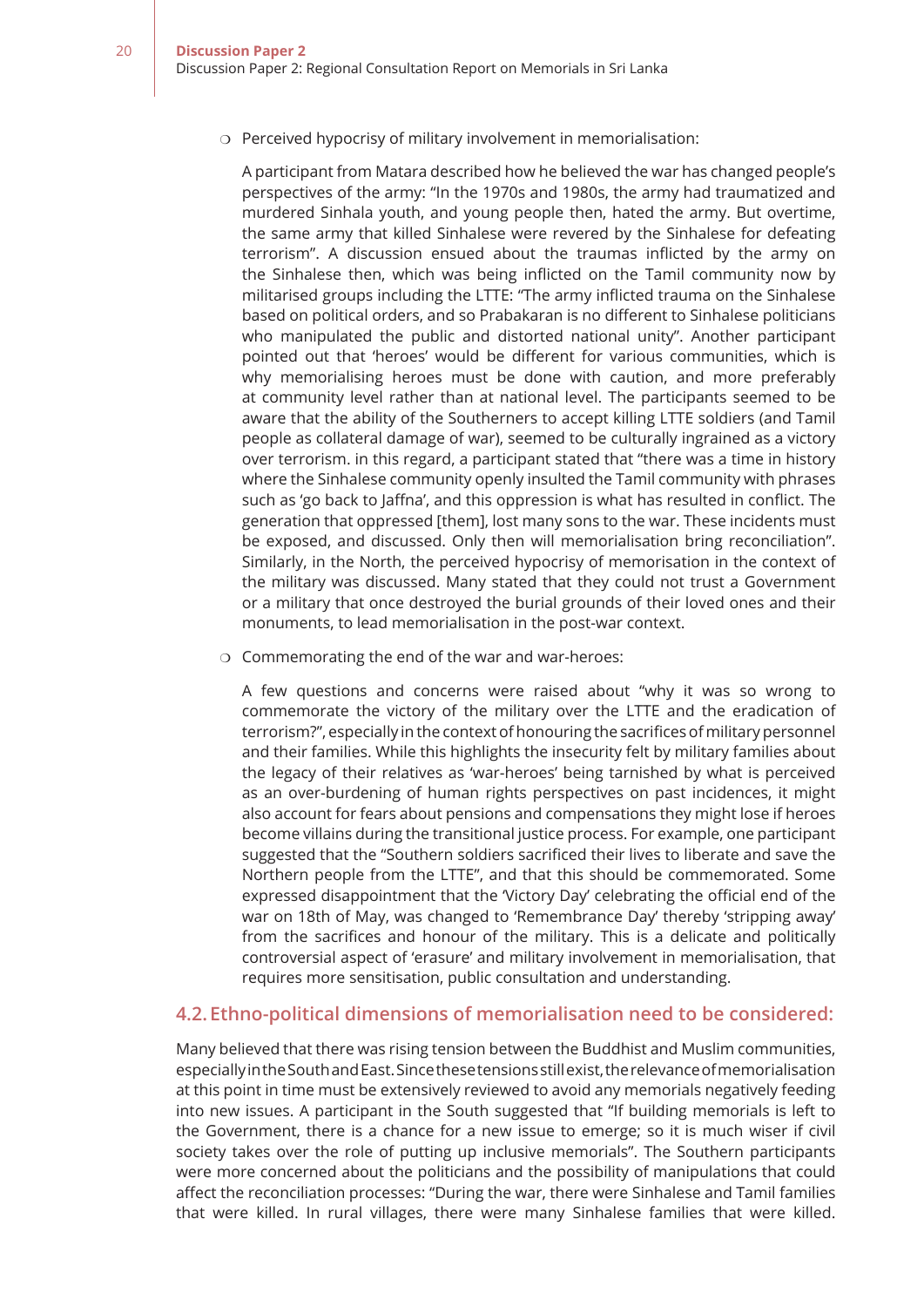- Perceived hypocrisy of military involvement in memorialisation:

  A participant from Matara described how he believed the war has changed people's perspectives of the army: "In the 1970s and 1980s, the army had traumatized and murdered Sinhala youth, and young people then, hated the army. But overtime, the same army that killed Sinhalese were revered by the Sinhalese for defeating terrorism". A discussion ensued about the traumas inflicted by the army on the Sinhalese then, which was being inflicted on the Tamil community now by militarised groups including the LTTE: "The army inflicted trauma on the Sinhalese based on political orders, and so Prabakaran is no different to Sinhalese politicians who manipulated the public and distorted national unity". Another participant pointed out that 'heroes' would be different for various communities, which is why memorialising heroes must be done with caution, and more preferably at community level rather than at national level. The participants seemed to be aware that the ability of the Southerners to accept killing LTTE soldiers (and Tamil people as collateral damage of war), seemed to be culturally ingrained as a victory over terrorism. in this regard, a participant stated that "there was a time in history where the Sinhalese community openly insulted the Tamil community with phrases such as 'go back to Jaffna', and this oppression is what has resulted in conflict. The generation that oppressed [them], lost many sons to the war. These incidents must be exposed, and discussed. Only then will memorialisation bring reconciliation". Similarly, in the North, the perceived hypocrisy of memorisation in the context of the military was discussed. Many stated that they could not trust a Government or a military that once destroyed the burial grounds of their loved ones and their monuments, to lead memorialisation in the post-war context.

- Commemorating the end of the war and war-heroes:

  A few questions and concerns were raised about "why it was so wrong to commemorate the victory of the military over the LTTE and the eradication of terrorism?", especially in the context of honouring the sacrifices of military personnel and their families. While this highlights the insecurity felt by military families about the legacy of their relatives as 'war-heroes' being tarnished by what is perceived as an over-burdening of human rights perspectives on past incidences, it might also account for fears about pensions and compensations they might lose if heroes become villains during the transitional justice process. For example, one participant suggested that the "Southern soldiers sacrificed their lives to liberate and save the Northern people from the LTTE", and that this should be commemorated. Some expressed disappointment that the 'Victory Day' celebrating the official end of the war on 18th of May, was changed to 'Remembrance Day' thereby 'stripping away' from the sacrifices and honour of the military. This is a delicate and politically controversial aspect of 'erasure' and military involvement in memorialisation, that requires more sensitisation, public consultation and understanding.

### 4.2. Ethno-political dimensions of memorialisation need to be considered:

Many believed that there was rising tension between the Buddhist and Muslim communities, especially in the South and East. Since these tensions still exist, the relevance of memorialisation at this point in time must be extensively reviewed to avoid any memorials negatively feeding into new issues. A participant in the South suggested that "If building memorials is left to the Government, there is a chance for a new issue to emerge; so it is much wiser if civil society takes over the role of putting up inclusive memorials". The Southern participants were more concerned about the politicians and the possibility of manipulations that could affect the reconciliation processes: "During the war, there were Sinhalese and Tamil families that were killed. In rural villages, there were many Sinhalese families that were killed.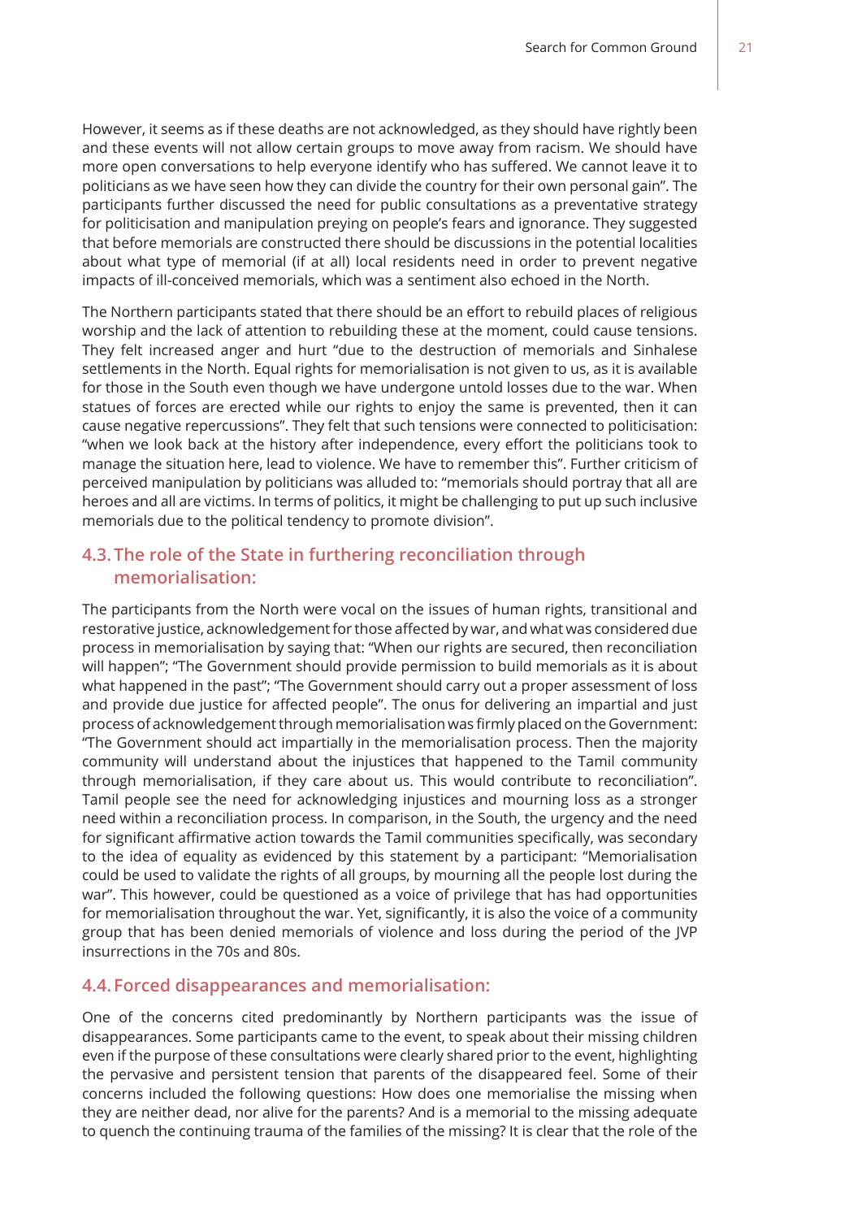However, it seems as if these deaths are not acknowledged, as they should have rightly been and these events will not allow certain groups to move away from racism. We should have more open conversations to help everyone identify who has suffered. We cannot leave it to politicians as we have seen how they can divide the country for their own personal gain". The participants further discussed the need for public consultations as a preventative strategy for politicisation and manipulation preying on people's fears and ignorance. They suggested that before memorials are constructed there should be discussions in the potential localities about what type of memorial (if at all) local residents need in order to prevent negative impacts of ill-conceived memorials, which was a sentiment also echoed in the North.

The Northern participants stated that there should be an effort to rebuild places of religious worship and the lack of attention to rebuilding these at the moment, could cause tensions. They felt increased anger and hurt "due to the destruction of memorials and Sinhalese settlements in the North. Equal rights for memorialisation is not given to us, as it is available for those in the South even though we have undergone untold losses due to the war. When statues of forces are erected while our rights to enjoy the same is prevented, then it can cause negative repercussions". They felt that such tensions were connected to politicisation: "when we look back at the history after independence, every effort the politicians took to manage the situation here, lead to violence. We have to remember this". Further criticism of perceived manipulation by politicians was alluded to: "memorials should portray that all are heroes and all are victims. In terms of politics, it might be challenging to put up such inclusive memorials due to the political tendency to promote division".

## 4.3. The role of the State in furthering reconciliation through memorialisation:

The participants from the North were vocal on the issues of human rights, transitional and restorative justice, acknowledgement for those affected by war, and what was considered due process in memorialisation by saying that: "When our rights are secured, then reconciliation will happen"; "The Government should provide permission to build memorials as it is about what happened in the past"; "The Government should carry out a proper assessment of loss and provide due justice for affected people". The onus for delivering an impartial and just process of acknowledgement through memorialisation was firmly placed on the Government: "The Government should act impartially in the memorialisation process. Then the majority community will understand about the injustices that happened to the Tamil community through memorialisation, if they care about us. This would contribute to reconciliation". Tamil people see the need for acknowledging injustices and mourning loss as a stronger need within a reconciliation process. In comparison, in the South, the urgency and the need for significant affirmative action towards the Tamil communities specifically, was secondary to the idea of equality as evidenced by this statement by a participant: "Memorialisation could be used to validate the rights of all groups, by mourning all the people lost during the war". This however, could be questioned as a voice of privilege that has had opportunities for memorialisation throughout the war. Yet, significantly, it is also the voice of a community group that has been denied memorials of violence and loss during the period of the JVP insurrections in the 70s and 80s.

## 4.4. Forced disappearances and memorialisation:

One of the concerns cited predominantly by Northern participants was the issue of disappearances. Some participants came to the event, to speak about their missing children even if the purpose of these consultations were clearly shared prior to the event, highlighting the pervasive and persistent tension that parents of the disappeared feel. Some of their concerns included the following questions: How does one memorialise the missing when they are neither dead, nor alive for the parents? And is a memorial to the missing adequate to quench the continuing trauma of the families of the missing? It is clear that the role of the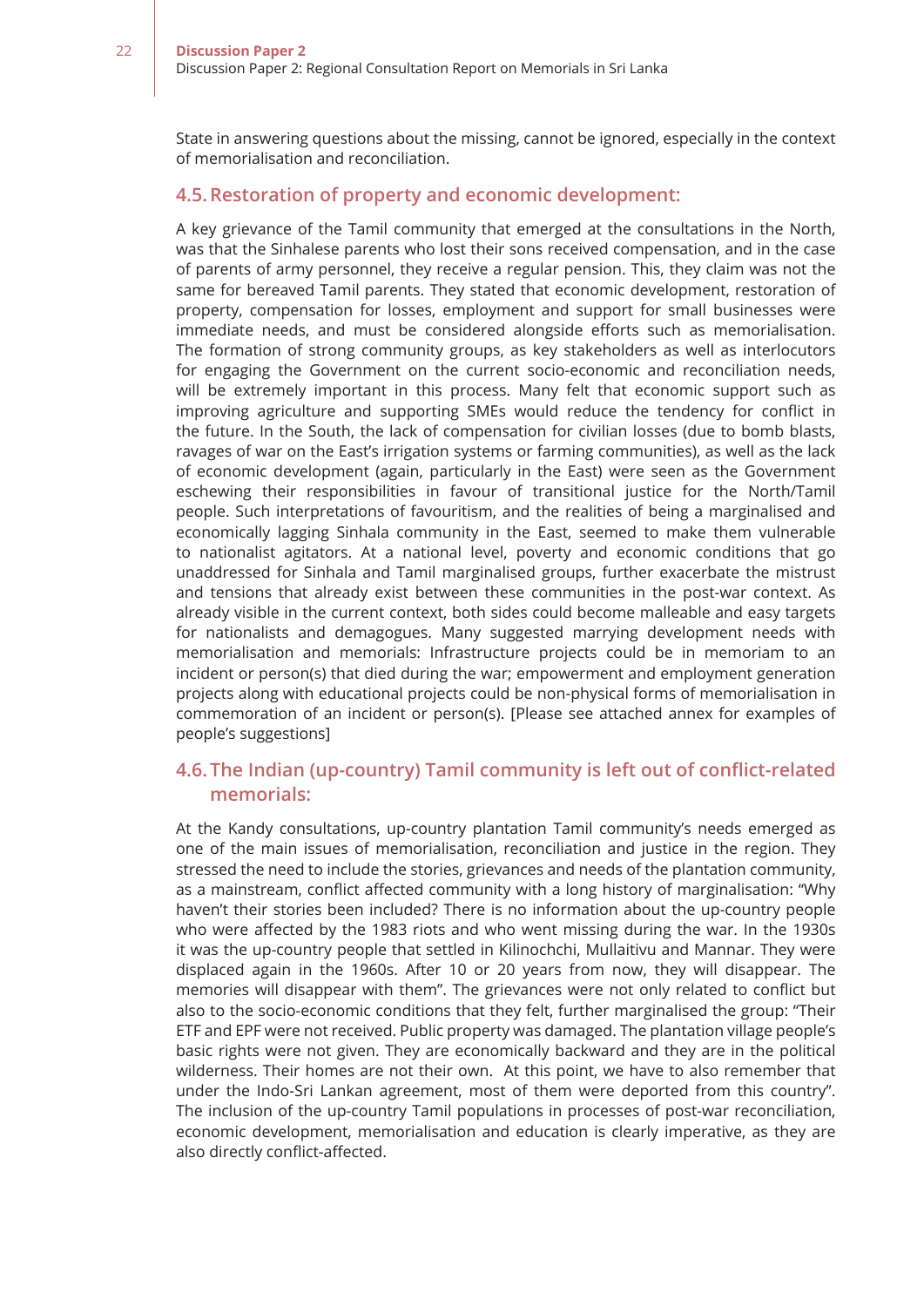State in answering questions about the missing, cannot be ignored, especially in the context of memorialisation and reconciliation.

### 4.5. Restoration of property and economic development:

A key grievance of the Tamil community that emerged at the consultations in the North, was that the Sinhalese parents who lost their sons received compensation, and in the case of parents of army personnel, they receive a regular pension. This, they claim was not the same for bereaved Tamil parents. They stated that economic development, restoration of property, compensation for losses, employment and support for small businesses were immediate needs, and must be considered alongside efforts such as memorialisation. The formation of strong community groups, as key stakeholders as well as interlocutors for engaging the Government on the current socio-economic and reconciliation needs, will be extremely important in this process. Many felt that economic support such as improving agriculture and supporting SMEs would reduce the tendency for conflict in the future. In the South, the lack of compensation for civilian losses (due to bomb blasts, ravages of war on the East's irrigation systems or farming communities), as well as the lack of economic development (again, particularly in the East) were seen as the Government eschewing their responsibilities in favour of transitional justice for the North/Tamil people. Such interpretations of favouritism, and the realities of being a marginalised and economically lagging Sinhala community in the East, seemed to make them vulnerable to nationalist agitators. At a national level, poverty and economic conditions that go unaddressed for Sinhala and Tamil marginalised groups, further exacerbate the mistrust and tensions that already exist between these communities in the post-war context. As already visible in the current context, both sides could become malleable and easy targets for nationalists and demagogues. Many suggested marrying development needs with memorialisation and memorials: Infrastructure projects could be in memoriam to an incident or person(s) that died during the war; empowerment and employment generation projects along with educational projects could be non-physical forms of memorialisation in commemoration of an incident or person(s). [Please see attached annex for examples of people's suggestions]

### 4.6. The Indian (up-country) Tamil community is left out of conflict-related memorials:

At the Kandy consultations, up-country plantation Tamil community's needs emerged as one of the main issues of memorialisation, reconciliation and justice in the region. They stressed the need to include the stories, grievances and needs of the plantation community, as a mainstream, conflict affected community with a long history of marginalisation: "Why haven't their stories been included? There is no information about the up-country people who were affected by the 1983 riots and who went missing during the war. In the 1930s it was the up-country people that settled in Kilinochchi, Mullaitivu and Mannar. They were displaced again in the 1960s. After 10 or 20 years from now, they will disappear. The memories will disappear with them". The grievances were not only related to conflict but also to the socio-economic conditions that they felt, further marginalised the group: "Their ETF and EPF were not received. Public property was damaged. The plantation village people's basic rights were not given. They are economically backward and they are in the political wilderness. Their homes are not their own. At this point, we have to also remember that under the Indo-Sri Lankan agreement, most of them were deported from this country". The inclusion of the up-country Tamil populations in processes of post-war reconciliation, economic development, memorialisation and education is clearly imperative, as they are also directly conflict-affected.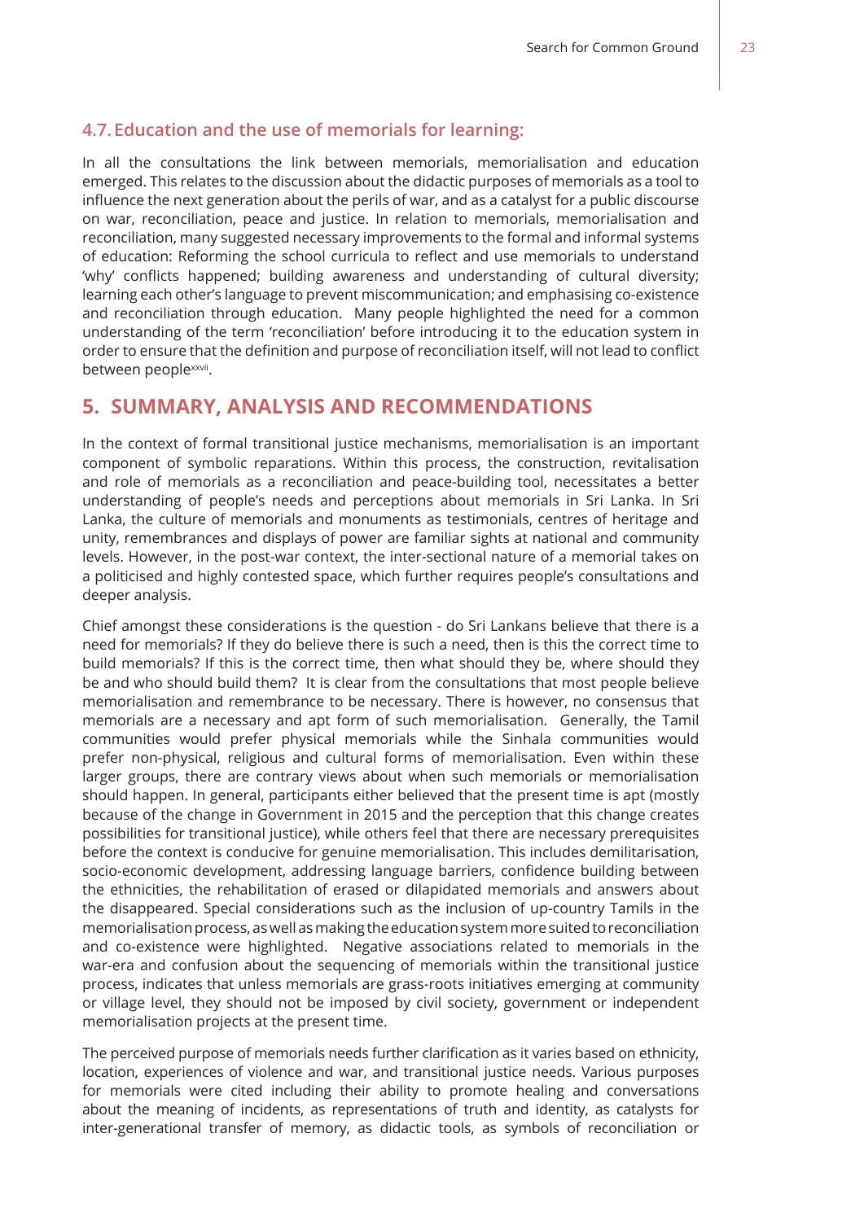### 4.7. Education and the use of memorials for learning:

In all the consultations the link between memorials, memorialisation and education emerged. This relates to the discussion about the didactic purposes of memorials as a tool to influence the next generation about the perils of war, and as a catalyst for a public discourse on war, reconciliation, peace and justice. In relation to memorials, memorialisation and reconciliation, many suggested necessary improvements to the formal and informal systems of education: Reforming the school curricula to reflect and use memorials to understand 'why' conflicts happened; building awareness and understanding of cultural diversity; learning each other's language to prevent miscommunication; and emphasising co-existence and reconciliation through education. Many people highlighted the need for a common understanding of the term 'reconciliation' before introducing it to the education system in order to ensure that the definition and purpose of reconciliation itself, will not lead to conflict between people[xxvii].

## 5. SUMMARY, ANALYSIS AND RECOMMENDATIONS

In the context of formal transitional justice mechanisms, memorialisation is an important component of symbolic reparations. Within this process, the construction, revitalisation and role of memorials as a reconciliation and peace-building tool, necessitates a better understanding of people's needs and perceptions about memorials in Sri Lanka. In Sri Lanka, the culture of memorials and monuments as testimonials, centres of heritage and unity, remembrances and displays of power are familiar sights at national and community levels. However, in the post-war context, the inter-sectional nature of a memorial takes on a politicised and highly contested space, which further requires people's consultations and deeper analysis.

Chief amongst these considerations is the question - do Sri Lankans believe that there is a need for memorials? If they do believe there is such a need, then is this the correct time to build memorials? If this is the correct time, then what should they be, where should they be and who should build them? It is clear from the consultations that most people believe memorialisation and remembrance to be necessary. There is however, no consensus that memorials are a necessary and apt form of such memorialisation. Generally, the Tamil communities would prefer physical memorials while the Sinhala communities would prefer non-physical, religious and cultural forms of memorialisation. Even within these larger groups, there are contrary views about when such memorials or memorialisation should happen. In general, participants either believed that the present time is apt (mostly because of the change in Government in 2015 and the perception that this change creates possibilities for transitional justice), while others feel that there are necessary prerequisites before the context is conducive for genuine memorialisation. This includes demilitarisation, socio-economic development, addressing language barriers, confidence building between the ethnicities, the rehabilitation of erased or dilapidated memorials and answers about the disappeared. Special considerations such as the inclusion of up-country Tamils in the memorialisation process, as well as making the education system more suited to reconciliation and co-existence were highlighted. Negative associations related to memorials in the war-era and confusion about the sequencing of memorials within the transitional justice process, indicates that unless memorials are grass-roots initiatives emerging at community or village level, they should not be imposed by civil society, government or independent memorialisation projects at the present time.

The perceived purpose of memorials needs further clarification as it varies based on ethnicity, location, experiences of violence and war, and transitional justice needs. Various purposes for memorials were cited including their ability to promote healing and conversations about the meaning of incidents, as representations of truth and identity, as catalysts for inter-generational transfer of memory, as didactic tools, as symbols of reconciliation or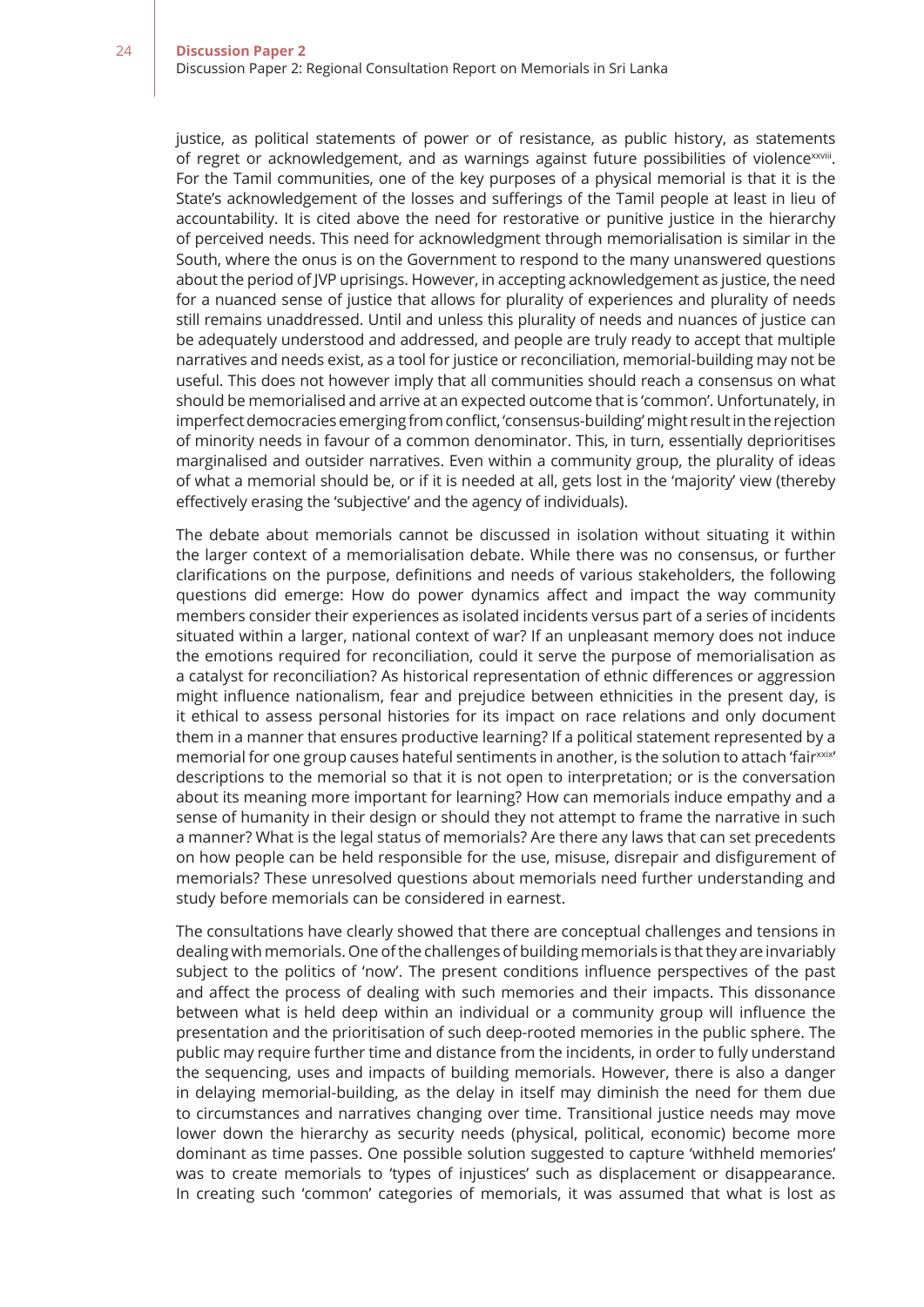justice, as political statements of power or of resistance, as public history, as statements of regret or acknowledgement, and as warnings against future possibilities of violence[xxviii]. For the Tamil communities, one of the key purposes of a physical memorial is that it is the State's acknowledgement of the losses and sufferings of the Tamil people at least in lieu of accountability. It is cited above the need for restorative or punitive justice in the hierarchy of perceived needs. This need for acknowledgment through memorialisation is similar in the South, where the onus is on the Government to respond to the many unanswered questions about the period of JVP uprisings. However, in accepting acknowledgement as justice, the need for a nuanced sense of justice that allows for plurality of experiences and plurality of needs still remains unaddressed. Until and unless this plurality of needs and nuances of justice can be adequately understood and addressed, and people are truly ready to accept that multiple narratives and needs exist, as a tool for justice or reconciliation, memorial-building may not be useful. This does not however imply that all communities should reach a consensus on what should be memorialised and arrive at an expected outcome that is 'common'. Unfortunately, in imperfect democracies emerging from conflict, 'consensus-building' might result in the rejection of minority needs in favour of a common denominator. This, in turn, essentially deprioritises marginalised and outsider narratives. Even within a community group, the plurality of ideas of what a memorial should be, or if it is needed at all, gets lost in the 'majority' view (thereby effectively erasing the 'subjective' and the agency of individuals).

The debate about memorials cannot be discussed in isolation without situating it within the larger context of a memorialisation debate. While there was no consensus, or further clarifications on the purpose, definitions and needs of various stakeholders, the following questions did emerge: How do power dynamics affect and impact the way community members consider their experiences as isolated incidents versus part of a series of incidents situated within a larger, national context of war? If an unpleasant memory does not induce the emotions required for reconciliation, could it serve the purpose of memorialisation as a catalyst for reconciliation? As historical representation of ethnic differences or aggression might influence nationalism, fear and prejudice between ethnicities in the present day, is it ethical to assess personal histories for its impact on race relations and only document them in a manner that ensures productive learning? If a political statement represented by a memorial for one group causes hateful sentiments in another, is the solution to attach 'fair[xxix]' descriptions to the memorial so that it is not open to interpretation; or is the conversation about its meaning more important for learning? How can memorials induce empathy and a sense of humanity in their design or should they not attempt to frame the narrative in such a manner? What is the legal status of memorials? Are there any laws that can set precedents on how people can be held responsible for the use, misuse, disrepair and disfigurement of memorials? These unresolved questions about memorials need further understanding and study before memorials can be considered in earnest.

The consultations have clearly showed that there are conceptual challenges and tensions in dealing with memorials. One of the challenges of building memorials is that they are invariably subject to the politics of 'now'. The present conditions influence perspectives of the past and affect the process of dealing with such memories and their impacts. This dissonance between what is held deep within an individual or a community group will influence the presentation and the prioritisation of such deep-rooted memories in the public sphere. The public may require further time and distance from the incidents, in order to fully understand the sequencing, uses and impacts of building memorials. However, there is also a danger in delaying memorial-building, as the delay in itself may diminish the need for them due to circumstances and narratives changing over time. Transitional justice needs may move lower down the hierarchy as security needs (physical, political, economic) become more dominant as time passes. One possible solution suggested to capture 'withheld memories' was to create memorials to 'types of injustices' such as displacement or disappearance. In creating such 'common' categories of memorials, it was assumed that what is lost as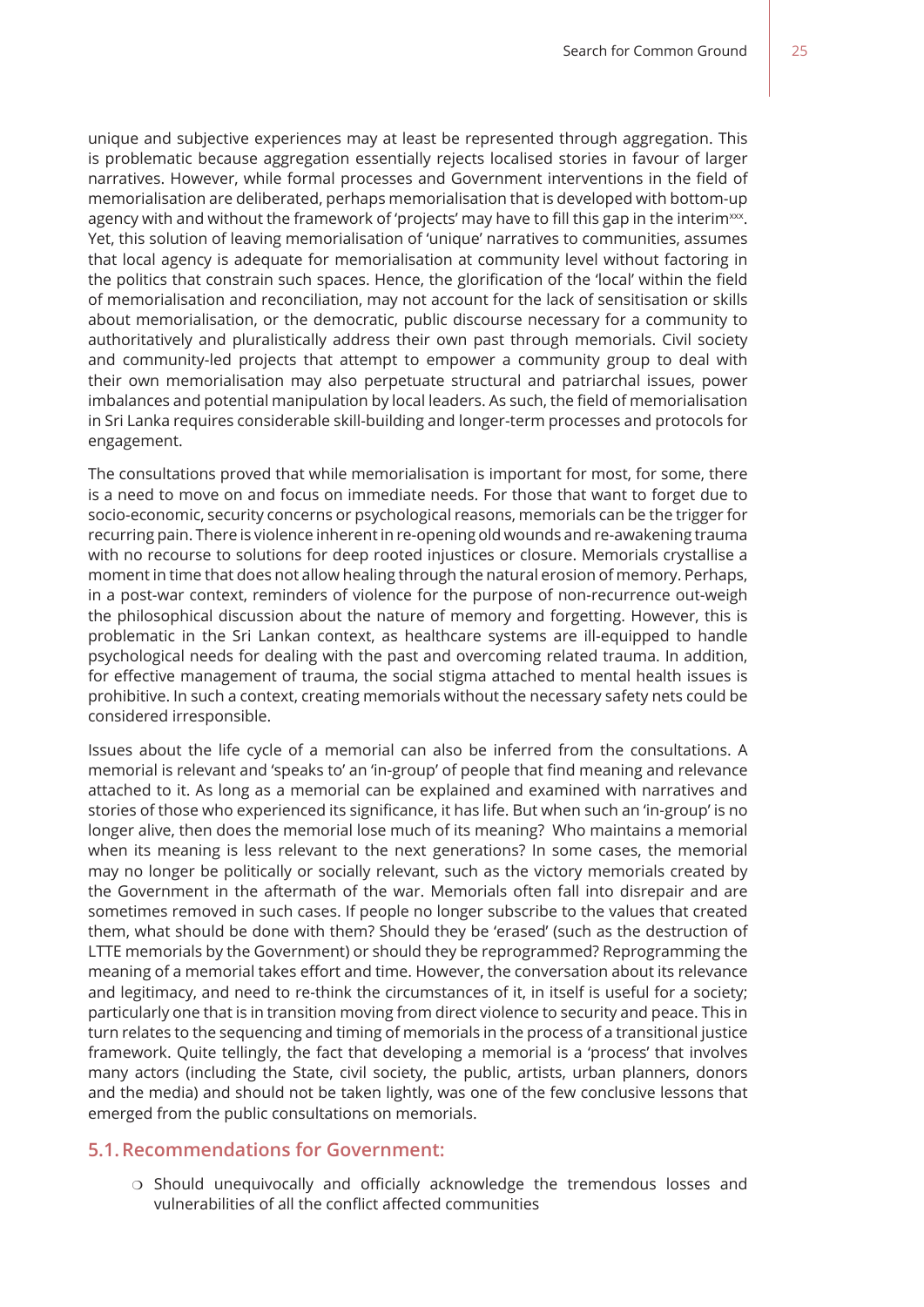unique and subjective experiences may at least be represented through aggregation. This is problematic because aggregation essentially rejects localised stories in favour of larger narratives. However, while formal processes and Government interventions in the field of memorialisation are deliberated, perhaps memorialisation that is developed with bottom-up agency with and without the framework of 'projects' may have to fill this gap in the interim[xxx]. Yet, this solution of leaving memorialisation of 'unique' narratives to communities, assumes that local agency is adequate for memorialisation at community level without factoring in the politics that constrain such spaces. Hence, the glorification of the 'local' within the field of memorialisation and reconciliation, may not account for the lack of sensitisation or skills about memorialisation, or the democratic, public discourse necessary for a community to authoritatively and pluralistically address their own past through memorials. Civil society and community-led projects that attempt to empower a community group to deal with their own memorialisation may also perpetuate structural and patriarchal issues, power imbalances and potential manipulation by local leaders. As such, the field of memorialisation in Sri Lanka requires considerable skill-building and longer-term processes and protocols for engagement.

The consultations proved that while memorialisation is important for most, for some, there is a need to move on and focus on immediate needs. For those that want to forget due to socio-economic, security concerns or psychological reasons, memorials can be the trigger for recurring pain. There is violence inherent in re-opening old wounds and re-awakening trauma with no recourse to solutions for deep rooted injustices or closure. Memorials crystallise a moment in time that does not allow healing through the natural erosion of memory. Perhaps, in a post-war context, reminders of violence for the purpose of non-recurrence out-weigh the philosophical discussion about the nature of memory and forgetting. However, this is problematic in the Sri Lankan context, as healthcare systems are ill-equipped to handle psychological needs for dealing with the past and overcoming related trauma. In addition, for effective management of trauma, the social stigma attached to mental health issues is prohibitive. In such a context, creating memorials without the necessary safety nets could be considered irresponsible.

Issues about the life cycle of a memorial can also be inferred from the consultations. A memorial is relevant and 'speaks to' an 'in-group' of people that find meaning and relevance attached to it. As long as a memorial can be explained and examined with narratives and stories of those who experienced its significance, it has life. But when such an 'in-group' is no longer alive, then does the memorial lose much of its meaning? Who maintains a memorial when its meaning is less relevant to the next generations? In some cases, the memorial may no longer be politically or socially relevant, such as the victory memorials created by the Government in the aftermath of the war. Memorials often fall into disrepair and are sometimes removed in such cases. If people no longer subscribe to the values that created them, what should be done with them? Should they be 'erased' (such as the destruction of LTTE memorials by the Government) or should they be reprogrammed? Reprogramming the meaning of a memorial takes effort and time. However, the conversation about its relevance and legitimacy, and need to re-think the circumstances of it, in itself is useful for a society; particularly one that is in transition moving from direct violence to security and peace. This in turn relates to the sequencing and timing of memorials in the process of a transitional justice framework. Quite tellingly, the fact that developing a memorial is a 'process' that involves many actors (including the State, civil society, the public, artists, urban planners, donors and the media) and should not be taken lightly, was one of the few conclusive lessons that emerged from the public consultations on memorials.

## 5.1. Recommendations for Government:

- Should unequivocally and officially acknowledge the tremendous losses and vulnerabilities of all the conflict affected communities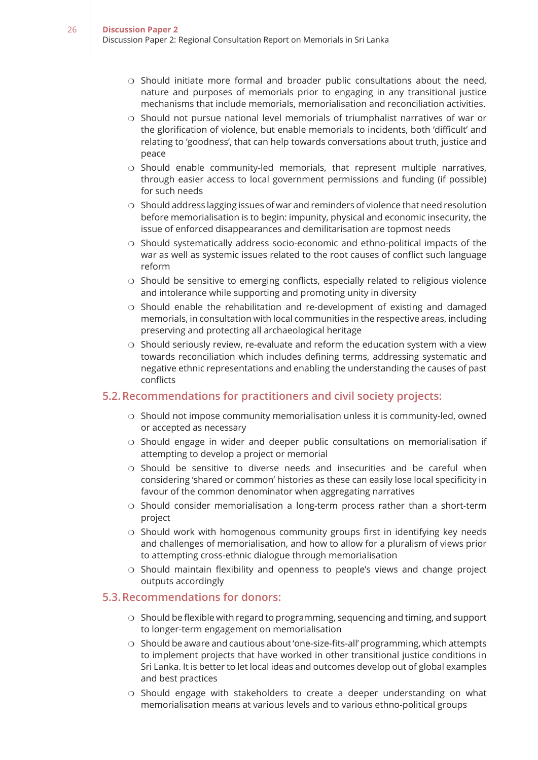- Should initiate more formal and broader public consultations about the need, nature and purposes of memorials prior to engaging in any transitional justice mechanisms that include memorials, memorialisation and reconciliation activities.
- Should not pursue national level memorials of triumphalist narratives of war or the glorification of violence, but enable memorials to incidents, both 'difficult' and relating to 'goodness', that can help towards conversations about truth, justice and peace
- Should enable community-led memorials, that represent multiple narratives, through easier access to local government permissions and funding (if possible) for such needs
- Should address lagging issues of war and reminders of violence that need resolution before memorialisation is to begin: impunity, physical and economic insecurity, the issue of enforced disappearances and demilitarisation are topmost needs
- Should systematically address socio-economic and ethno-political impacts of the war as well as systemic issues related to the root causes of conflict such language reform
- Should be sensitive to emerging conflicts, especially related to religious violence and intolerance while supporting and promoting unity in diversity
- Should enable the rehabilitation and re-development of existing and damaged memorials, in consultation with local communities in the respective areas, including preserving and protecting all archaeological heritage
- Should seriously review, re-evaluate and reform the education system with a view towards reconciliation which includes defining terms, addressing systematic and negative ethnic representations and enabling the understanding the causes of past conflicts

## 5.2. Recommendations for practitioners and civil society projects:

- Should not impose community memorialisation unless it is community-led, owned or accepted as necessary
- Should engage in wider and deeper public consultations on memorialisation if attempting to develop a project or memorial
- Should be sensitive to diverse needs and insecurities and be careful when considering 'shared or common' histories as these can easily lose local specificity in favour of the common denominator when aggregating narratives
- Should consider memorialisation a long-term process rather than a short-term project
- Should work with homogenous community groups first in identifying key needs and challenges of memorialisation, and how to allow for a pluralism of views prior to attempting cross-ethnic dialogue through memorialisation
- Should maintain flexibility and openness to people's views and change project outputs accordingly

## 5.3. Recommendations for donors:

- Should be flexible with regard to programming, sequencing and timing, and support to longer-term engagement on memorialisation
- Should be aware and cautious about 'one-size-fits-all' programming, which attempts to implement projects that have worked in other transitional justice conditions in Sri Lanka. It is better to let local ideas and outcomes develop out of global examples and best practices
- Should engage with stakeholders to create a deeper understanding on what memorialisation means at various levels and to various ethno-political groups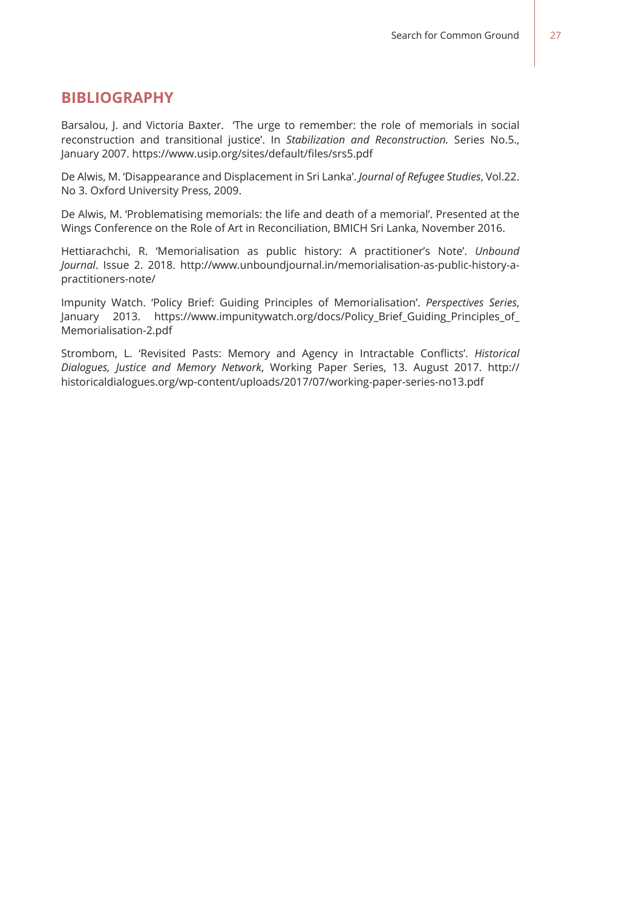## BIBLIOGRAPHY

Barsalou, J. and Victoria Baxter. 'The urge to remember: the role of memorials in social reconstruction and transitional justice'. In *Stabilization and Reconstruction.* Series No.5., January 2007. https://www.usip.org/sites/default/files/srs5.pdf

De Alwis, M. 'Disappearance and Displacement in Sri Lanka'. *Journal of Refugee Studies*, Vol.22. No 3. Oxford University Press, 2009.

De Alwis, M. 'Problematising memorials: the life and death of a memorial'. Presented at the Wings Conference on the Role of Art in Reconciliation, BMICH Sri Lanka, November 2016.

Hettiarachchi, R. 'Memorialisation as public history: A practitioner's Note'. *Unbound Journal*. Issue 2. 2018. http://www.unboundjournal.in/memorialisation-as-public-history-a-practitioners-note/

Impunity Watch. 'Policy Brief: Guiding Principles of Memorialisation'. *Perspectives Series*, January 2013. https://www.impunitywatch.org/docs/Policy_Brief_Guiding_Principles_of_Memorialisation-2.pdf

Strombom, L. 'Revisited Pasts: Memory and Agency in Intractable Conflicts'. *Historical Dialogues, Justice and Memory Network*, Working Paper Series, 13. August 2017. http://historicaldialogues.org/wp-content/uploads/2017/07/working-paper-series-no13.pdf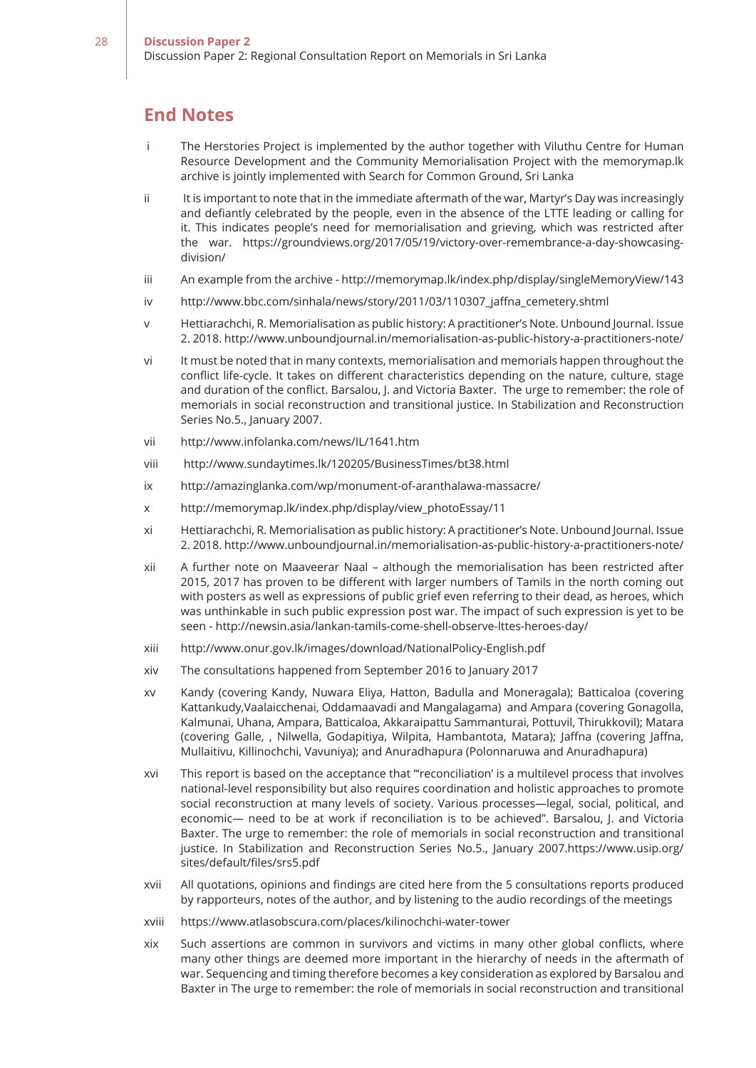## End Notes

i The Herstories Project is implemented by the author together with Viluthu Centre for Human Resource Development and the Community Memorialisation Project with the memorymap.lk archive is jointly implemented with Search for Common Ground, Sri Lanka

ii It is important to note that in the immediate aftermath of the war, Martyr's Day was increasingly and defiantly celebrated by the people, even in the absence of the LTTE leading or calling for it. This indicates people's need for memorialisation and grieving, which was restricted after the war. https://groundviews.org/2017/05/19/victory-over-remembrance-a-day-showcasing-division/

iii An example from the archive - http://memorymap.lk/index.php/display/singleMemoryView/143

iv http://www.bbc.com/sinhala/news/story/2011/03/110307_jaffna_cemetery.shtml

v Hettiarachchi, R. Memorialisation as public history: A practitioner's Note. Unbound Journal. Issue 2. 2018. http://www.unboundjournal.in/memorialisation-as-public-history-a-practitioners-note/

vi It must be noted that in many contexts, memorialisation and memorials happen throughout the conflict life-cycle. It takes on different characteristics depending on the nature, culture, stage and duration of the conflict. Barsalou, J. and Victoria Baxter. The urge to remember: the role of memorials in social reconstruction and transitional justice. In Stabilization and Reconstruction Series No.5., January 2007.

vii http://www.infolanka.com/news/IL/1641.htm

viii http://www.sundaytimes.lk/120205/BusinessTimes/bt38.html

ix http://amazinglanka.com/wp/monument-of-aranthalawa-massacre/

x http://memorymap.lk/index.php/display/view_photoEssay/11

xi Hettiarachchi, R. Memorialisation as public history: A practitioner's Note. Unbound Journal. Issue 2. 2018. http://www.unboundjournal.in/memorialisation-as-public-history-a-practitioners-note/

xii A further note on Maaveerar Naal – although the memorialisation has been restricted after 2015, 2017 has proven to be different with larger numbers of Tamils in the north coming out with posters as well as expressions of public grief even referring to their dead, as heroes, which was unthinkable in such public expression post war. The impact of such expression is yet to be seen - http://newsin.asia/lankan-tamils-come-shell-observe-lttes-heroes-day/

xiii http://www.onur.gov.lk/images/download/NationalPolicy-English.pdf

xiv The consultations happened from September 2016 to January 2017

xv Kandy (covering Kandy, Nuwara Eliya, Hatton, Badulla and Moneragala); Batticaloa (covering Kattankudy,Vaalaicchenai, Oddamaavadi and Mangalagama) and Ampara (covering Gonagolla, Kalmunai, Uhana, Ampara, Batticaloa, Akkaraipattu Sammanturai, Pottuvil, Thirukkovil); Matara (covering Galle, , Nilwella, Godapitiya, Wilpita, Hambantota, Matara); Jaffna (covering Jaffna, Mullaitivu, Killinochchi, Vavuniya); and Anuradhapura (Polonnaruwa and Anuradhapura)

xvi This report is based on the acceptance that "'reconciliation' is a multilevel process that involves national-level responsibility but also requires coordination and holistic approaches to promote social reconstruction at many levels of society. Various processes—legal, social, political, and economic— need to be at work if reconciliation is to be achieved". Barsalou, J. and Victoria Baxter. The urge to remember: the role of memorials in social reconstruction and transitional justice. In Stabilization and Reconstruction Series No.5., January 2007.https://www.usip.org/sites/default/files/srs5.pdf

xvii All quotations, opinions and findings are cited here from the 5 consultations reports produced by rapporteurs, notes of the author, and by listening to the audio recordings of the meetings

xviii https://www.atlasobscura.com/places/kilinochchi-water-tower

xix Such assertions are common in survivors and victims in many other global conflicts, where many other things are deemed more important in the hierarchy of needs in the aftermath of war. Sequencing and timing therefore becomes a key consideration as explored by Barsalou and Baxter in The urge to remember: the role of memorials in social reconstruction and transitional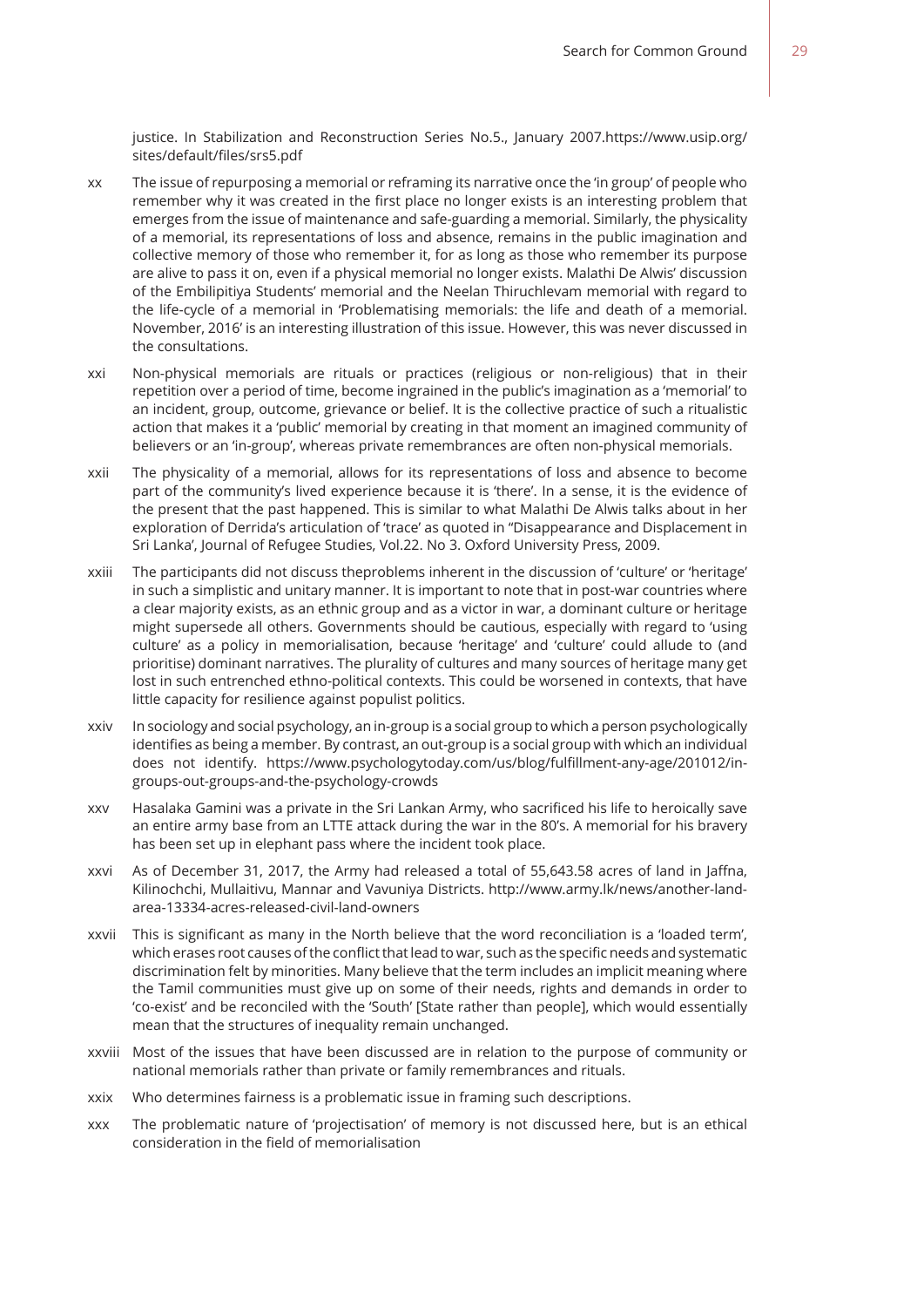justice. In Stabilization and Reconstruction Series No.5., January 2007.https://www.usip.org/sites/default/files/srs5.pdf

xx The issue of repurposing a memorial or reframing its narrative once the 'in group' of people who remember why it was created in the first place no longer exists is an interesting problem that emerges from the issue of maintenance and safe-guarding a memorial. Similarly, the physicality of a memorial, its representations of loss and absence, remains in the public imagination and collective memory of those who remember it, for as long as those who remember its purpose are alive to pass it on, even if a physical memorial no longer exists. Malathi De Alwis' discussion of the Embilipitiya Students' memorial and the Neelan Thiruchlevam memorial with regard to the life-cycle of a memorial in 'Problematising memorials: the life and death of a memorial. November, 2016' is an interesting illustration of this issue. However, this was never discussed in the consultations.

xxi Non-physical memorials are rituals or practices (religious or non-religious) that in their repetition over a period of time, become ingrained in the public's imagination as a 'memorial' to an incident, group, outcome, grievance or belief. It is the collective practice of such a ritualistic action that makes it a 'public' memorial by creating in that moment an imagined community of believers or an 'in-group', whereas private remembrances are often non-physical memorials.

xxii The physicality of a memorial, allows for its representations of loss and absence to become part of the community's lived experience because it is 'there'. In a sense, it is the evidence of the present that the past happened. This is similar to what Malathi De Alwis talks about in her exploration of Derrida's articulation of 'trace' as quoted in "Disappearance and Displacement in Sri Lanka', Journal of Refugee Studies, Vol.22. No 3. Oxford University Press, 2009.

xxiii The participants did not discuss theproblems inherent in the discussion of 'culture' or 'heritage' in such a simplistic and unitary manner. It is important to note that in post-war countries where a clear majority exists, as an ethnic group and as a victor in war, a dominant culture or heritage might supersede all others. Governments should be cautious, especially with regard to 'using culture' as a policy in memorialisation, because 'heritage' and 'culture' could allude to (and prioritise) dominant narratives. The plurality of cultures and many sources of heritage many get lost in such entrenched ethno-political contexts. This could be worsened in contexts, that have little capacity for resilience against populist politics.

xxiv In sociology and social psychology, an in-group is a social group to which a person psychologically identifies as being a member. By contrast, an out-group is a social group with which an individual does not identify. https://www.psychologytoday.com/us/blog/fulfillment-any-age/201012/in-groups-out-groups-and-the-psychology-crowds

xxv Hasalaka Gamini was a private in the Sri Lankan Army, who sacrificed his life to heroically save an entire army base from an LTTE attack during the war in the 80's. A memorial for his bravery has been set up in elephant pass where the incident took place.

xxvi As of December 31, 2017, the Army had released a total of 55,643.58 acres of land in Jaffna, Kilinochchi, Mullaitivu, Mannar and Vavuniya Districts. http://www.army.lk/news/another-land-area-13334-acres-released-civil-land-owners

xxvii This is significant as many in the North believe that the word reconciliation is a 'loaded term', which erases root causes of the conflict that lead to war, such as the specific needs and systematic discrimination felt by minorities. Many believe that the term includes an implicit meaning where the Tamil communities must give up on some of their needs, rights and demands in order to 'co-exist' and be reconciled with the 'South' [State rather than people], which would essentially mean that the structures of inequality remain unchanged.

xxviii Most of the issues that have been discussed are in relation to the purpose of community or national memorials rather than private or family remembrances and rituals.

xxix Who determines fairness is a problematic issue in framing such descriptions.

xxx The problematic nature of 'projectisation' of memory is not discussed here, but is an ethical consideration in the field of memorialisation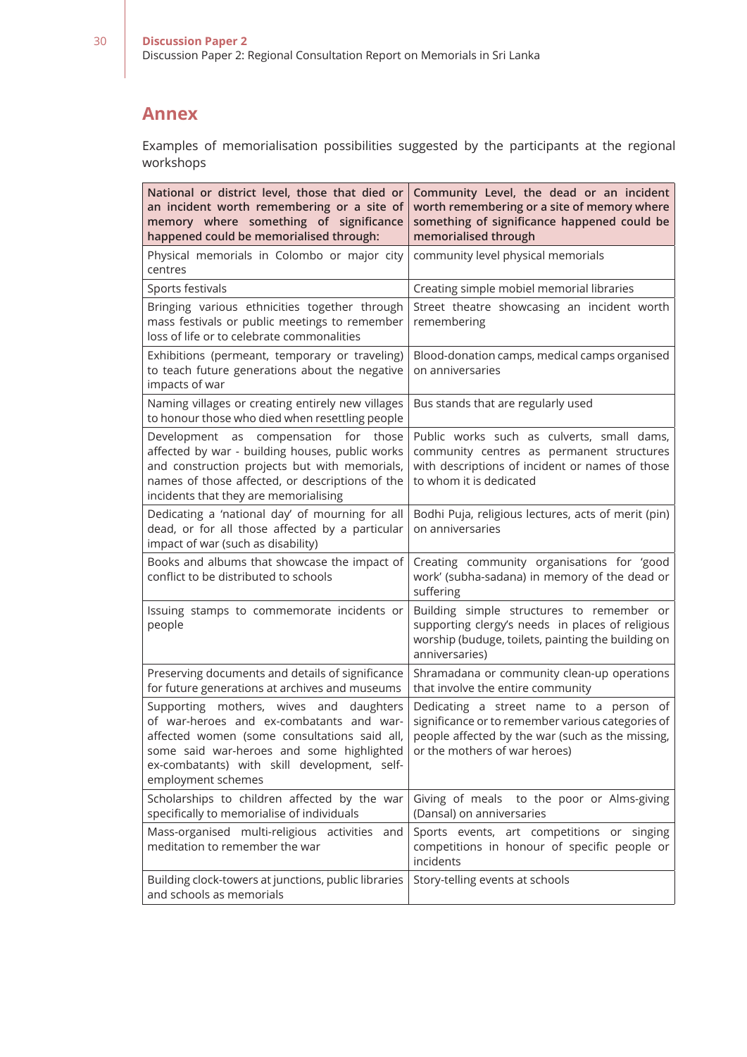## Annex

Examples of memorialisation possibilities suggested by the participants at the regional workshops

| National or district level, those that died or an incident worth remembering or a site of memory where something of significance happened could be memorialised through: | Community Level, the dead or an incident worth remembering or a site of memory where something of significance happened could be memorialised through |
|---|---|
| Physical memorials in Colombo or major city centres | community level physical memorials |
| Sports festivals | Creating simple mobiel memorial libraries |
| Bringing various ethnicities together through mass festivals or public meetings to remember loss of life or to celebrate commonalities | Street theatre showcasing an incident worth remembering |
| Exhibitions (permeant, temporary or traveling) to teach future generations about the negative impacts of war | Blood-donation camps, medical camps organised on anniversaries |
| Naming villages or creating entirely new villages to honour those who died when resettling people | Bus stands that are regularly used |
| Development as compensation for those affected by war - building houses, public works and construction projects but with memorials, names of those affected, or descriptions of the incidents that they are memorialising | Public works such as culverts, small dams, community centres as permanent structures with descriptions of incident or names of those to whom it is dedicated |
| Dedicating a 'national day' of mourning for all dead, or for all those affected by a particular impact of war (such as disability) | Bodhi Puja, religious lectures, acts of merit (pin) on anniversaries |
| Books and albums that showcase the impact of conflict to be distributed to schools | Creating community organisations for 'good work' (subha-sadana) in memory of the dead or suffering |
| Issuing stamps to commemorate incidents or people | Building simple structures to remember or supporting clergy's needs in places of religious worship (buduge, toilets, painting the building on anniversaries) |
| Preserving documents and details of significance for future generations at archives and museums | Shramadana or community clean-up operations that involve the entire community |
| Supporting mothers, wives and daughters of war-heroes and ex-combatants and war-affected women (some consultations said all, some said war-heroes and some highlighted ex-combatants) with skill development, self-employment schemes | Dedicating a street name to a person of significance or to remember various categories of people affected by the war (such as the missing, or the mothers of war heroes) |
| Scholarships to children affected by the war specifically to memorialise of individuals | Giving of meals to the poor or Alms-giving (Dansal) on anniversaries |
| Mass-organised multi-religious activities and meditation to remember the war | Sports events, art competitions or singing competitions in honour of specific people or incidents |
| Building clock-towers at junctions, public libraries and schools as memorials | Story-telling events at schools |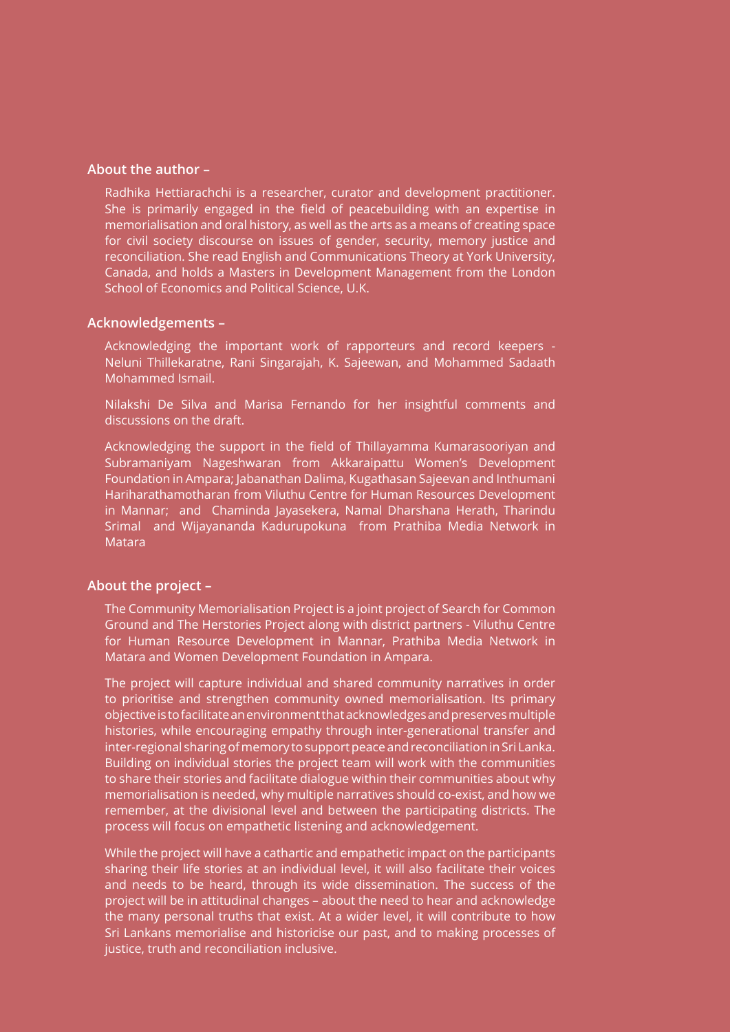## About the author –

Radhika Hettiarachchi is a researcher, curator and development practitioner. She is primarily engaged in the field of peacebuilding with an expertise in memorialisation and oral history, as well as the arts as a means of creating space for civil society discourse on issues of gender, security, memory justice and reconciliation. She read English and Communications Theory at York University, Canada, and holds a Masters in Development Management from the London School of Economics and Political Science, U.K.

## Acknowledgements –

Acknowledging the important work of rapporteurs and record keepers - Neluni Thillekaratne, Rani Singarajah, K. Sajeewan, and Mohammed Sadaath Mohammed Ismail.

Nilakshi De Silva and Marisa Fernando for her insightful comments and discussions on the draft.

Acknowledging the support in the field of Thillayamma Kumarasooriyan and Subramaniyam Nageshwaran from Akkaraipattu Women's Development Foundation in Ampara; Jabanathan Dalima, Kugathasan Sajeevan and Inthumani Hariharathamotharan from Viluthu Centre for Human Resources Development in Mannar; and Chaminda Jayasekera, Namal Dharshana Herath, Tharindu Srimal and Wijayananda Kadurupokuna from Prathiba Media Network in Matara

## About the project –

The Community Memorialisation Project is a joint project of Search for Common Ground and The Herstories Project along with district partners - Viluthu Centre for Human Resource Development in Mannar, Prathiba Media Network in Matara and Women Development Foundation in Ampara.

The project will capture individual and shared community narratives in order to prioritise and strengthen community owned memorialisation. Its primary objective is to facilitate an environment that acknowledges and preserves multiple histories, while encouraging empathy through inter-generational transfer and inter-regional sharing of memory to support peace and reconciliation in Sri Lanka. Building on individual stories the project team will work with the communities to share their stories and facilitate dialogue within their communities about why memorialisation is needed, why multiple narratives should co-exist, and how we remember, at the divisional level and between the participating districts. The process will focus on empathetic listening and acknowledgement.

While the project will have a cathartic and empathetic impact on the participants sharing their life stories at an individual level, it will also facilitate their voices and needs to be heard, through its wide dissemination. The success of the project will be in attitudinal changes – about the need to hear and acknowledge the many personal truths that exist. At a wider level, it will contribute to how Sri Lankans memorialise and historicise our past, and to making processes of justice, truth and reconciliation inclusive.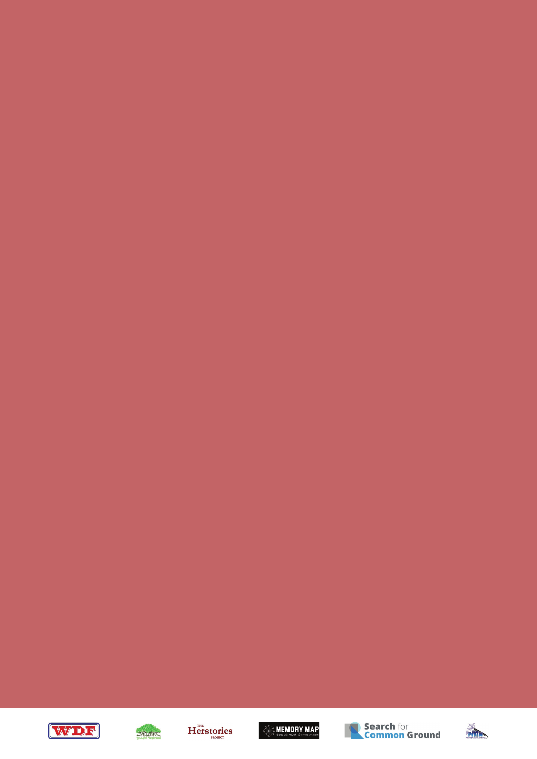WDF

THE Herstories PROJECT

MEMORY MAP

Search for Common Ground